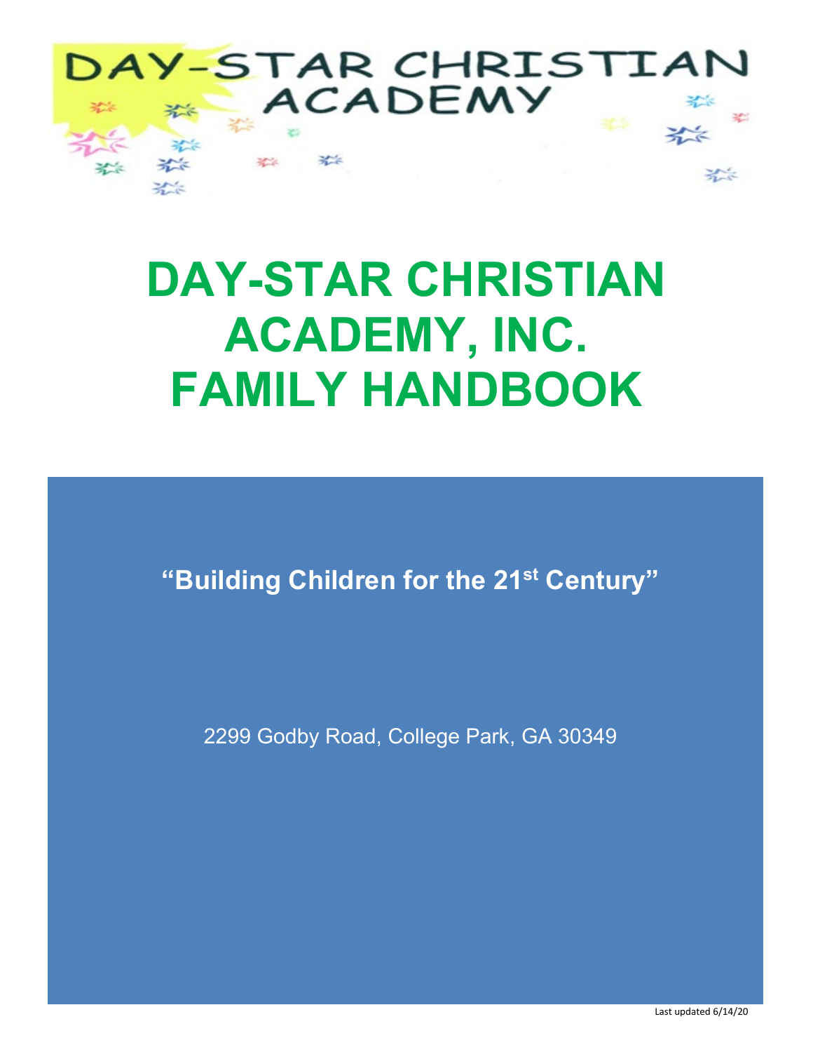DAY-STAR CHRISTIAN ACADEMY

# DAY-STAR CHRISTIAN ACADEMY, INC. FAMILY HANDBOOK

**"Building Children for the 21st Century"**

2299 Godby Road, College Park, GA 30349

Last updated 6/14/20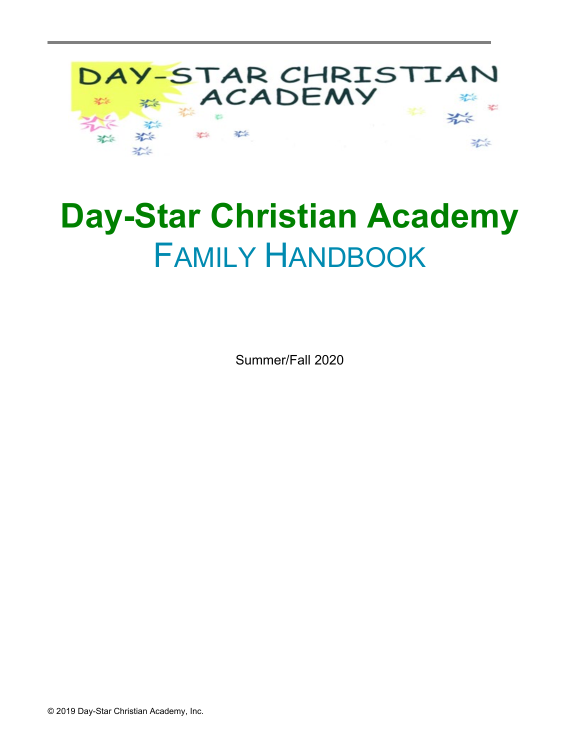# Day-Star Christian Academy

## FAMILY HANDBOOK

Summer/Fall 2020

© 2019 Day-Star Christian Academy, Inc.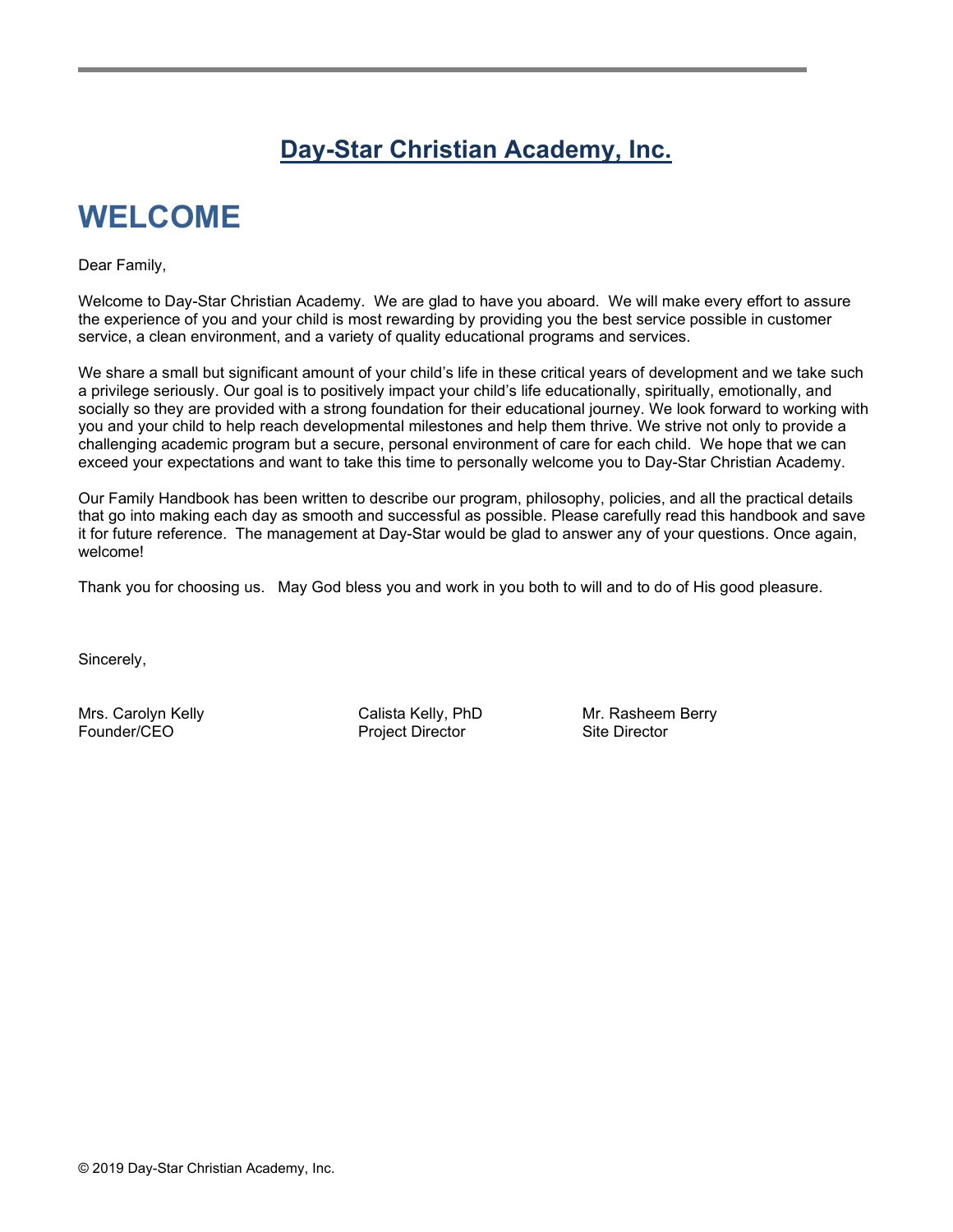# Day-Star Christian Academy, Inc.

## WELCOME

Dear Family,

Welcome to Day-Star Christian Academy. We are glad to have you aboard. We will make every effort to assure the experience of you and your child is most rewarding by providing you the best service possible in customer service, a clean environment, and a variety of quality educational programs and services.

We share a small but significant amount of your child's life in these critical years of development and we take such a privilege seriously. Our goal is to positively impact your child's life educationally, spiritually, emotionally, and socially so they are provided with a strong foundation for their educational journey. We look forward to working with you and your child to help reach developmental milestones and help them thrive. We strive not only to provide a challenging academic program but a secure, personal environment of care for each child. We hope that we can exceed your expectations and want to take this time to personally welcome you to Day-Star Christian Academy.

Our Family Handbook has been written to describe our program, philosophy, policies, and all the practical details that go into making each day as smooth and successful as possible. Please carefully read this handbook and save it for future reference. The management at Day-Star would be glad to answer any of your questions. Once again, welcome!

Thank you for choosing us. May God bless you and work in you both to will and to do of His good pleasure.

Sincerely,

Mrs. Carolyn Kelly
Founder/CEO

Calista Kelly, PhD
Project Director

Mr. Rasheem Berry
Site Director

© 2019 Day-Star Christian Academy, Inc.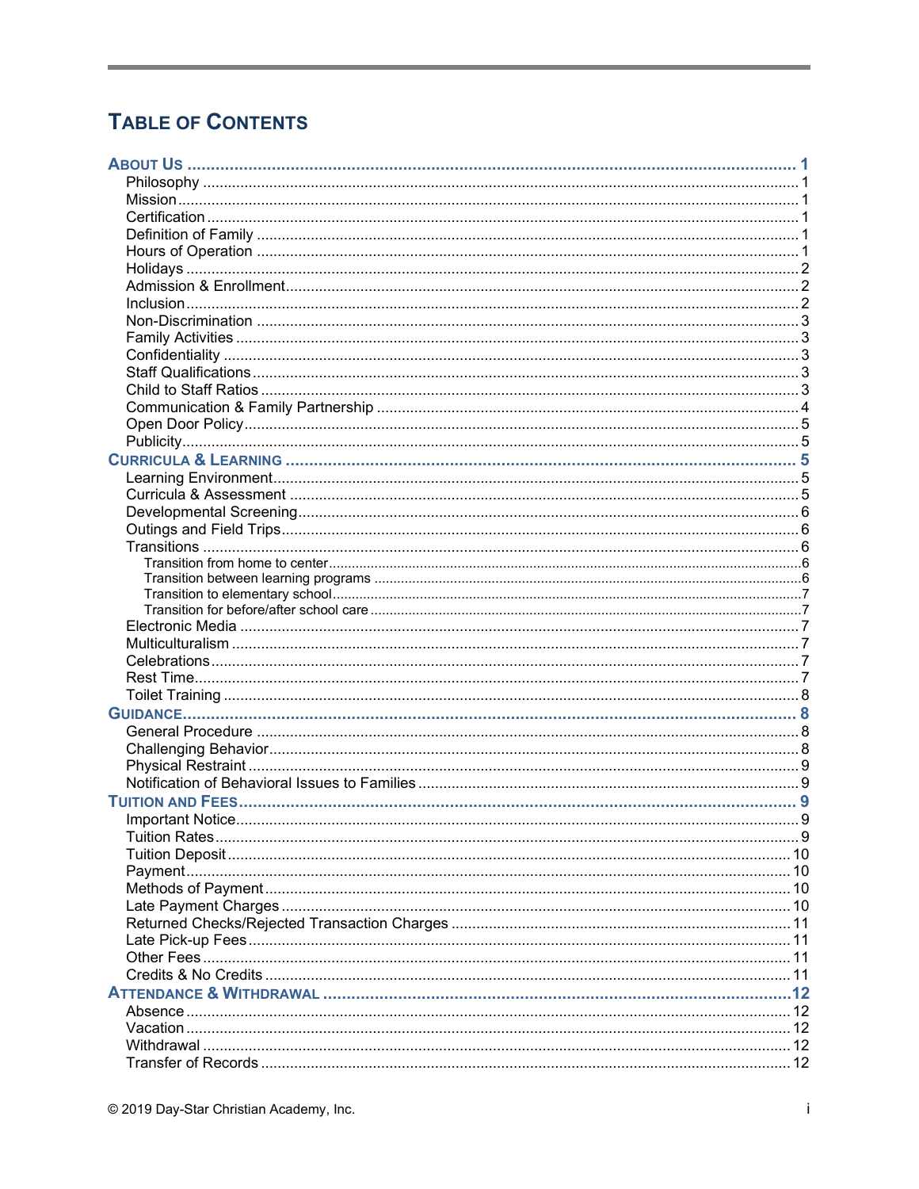# Table of Contents

**About Us** ........................................................................ 1
- Philosophy ........................................................................ 1
- Mission ........................................................................ 1
- Certification ........................................................................ 1
- Definition of Family ........................................................................ 1
- Hours of Operation ........................................................................ 1
- Holidays ........................................................................ 2
- Admission & Enrollment ........................................................................ 2
- Inclusion ........................................................................ 2
- Non-Discrimination ........................................................................ 3
- Family Activities ........................................................................ 3
- Confidentiality ........................................................................ 3
- Staff Qualifications ........................................................................ 3
- Child to Staff Ratios ........................................................................ 3
- Communication & Family Partnership ........................................................................ 4
- Open Door Policy ........................................................................ 5
- Publicity ........................................................................ 5

**Curricula & Learning** ........................................................................ 5
- Learning Environment ........................................................................ 5
- Curricula & Assessment ........................................................................ 5
- Developmental Screening ........................................................................ 6
- Outings and Field Trips ........................................................................ 6
- Transitions ........................................................................ 6
  - Transition from home to center ........................................................................ 6
  - Transition between learning programs ........................................................................ 6
  - Transition to elementary school ........................................................................ 7
  - Transition for before/after school care ........................................................................ 7
- Electronic Media ........................................................................ 7
- Multiculturalism ........................................................................ 7
- Celebrations ........................................................................ 7
- Rest Time ........................................................................ 7
- Toilet Training ........................................................................ 8

**Guidance** ........................................................................ 8
- General Procedure ........................................................................ 8
- Challenging Behavior ........................................................................ 8
- Physical Restraint ........................................................................ 9
- Notification of Behavioral Issues to Families ........................................................................ 9

**Tuition and Fees** ........................................................................ 9
- Important Notice ........................................................................ 9
- Tuition Rates ........................................................................ 9
- Tuition Deposit ........................................................................ 10
- Payment ........................................................................ 10
- Methods of Payment ........................................................................ 10
- Late Payment Charges ........................................................................ 10
- Returned Checks/Rejected Transaction Charges ........................................................................ 11
- Late Pick-up Fees ........................................................................ 11
- Other Fees ........................................................................ 11
- Credits & No Credits ........................................................................ 11

**Attendance & Withdrawal** ........................................................................ 12
- Absence ........................................................................ 12
- Vacation ........................................................................ 12
- Withdrawal ........................................................................ 12
- Transfer of Records ........................................................................ 12

© 2019 Day-Star Christian Academy, Inc.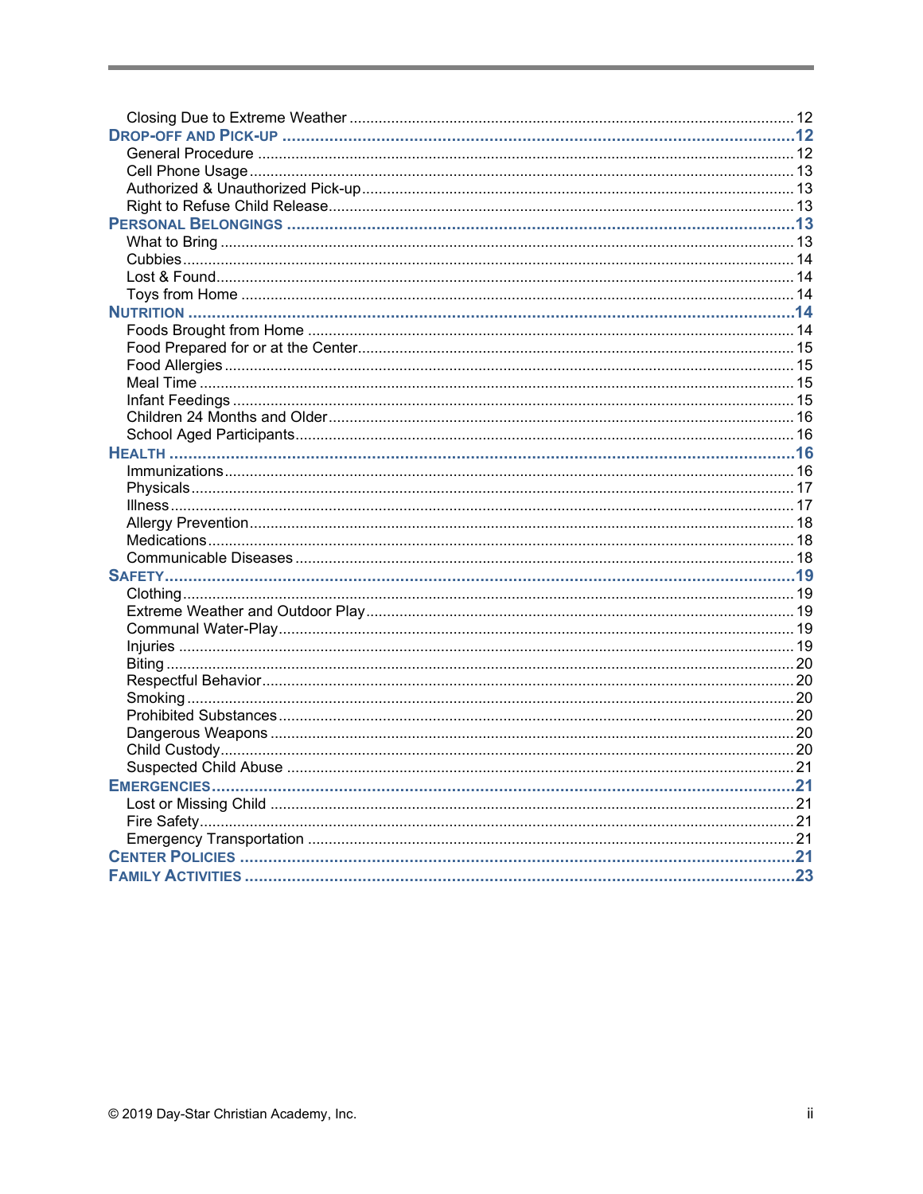Closing Due to Extreme Weather ..... 12

**DROP-OFF AND PICK-UP ..... 12**

General Procedure ..... 12
Cell Phone Usage ..... 13
Authorized & Unauthorized Pick-up ..... 13
Right to Refuse Child Release ..... 13

**PERSONAL BELONGINGS ..... 13**

What to Bring ..... 13
Cubbies ..... 14
Lost & Found ..... 14
Toys from Home ..... 14

**NUTRITION ..... 14**

Foods Brought from Home ..... 14
Food Prepared for or at the Center ..... 15
Food Allergies ..... 15
Meal Time ..... 15
Infant Feedings ..... 15
Children 24 Months and Older ..... 16
School Aged Participants ..... 16

**HEALTH ..... 16**

Immunizations ..... 16
Physicals ..... 17
Illness ..... 17
Allergy Prevention ..... 18
Medications ..... 18
Communicable Diseases ..... 18

**SAFETY ..... 19**

Clothing ..... 19
Extreme Weather and Outdoor Play ..... 19
Communal Water-Play ..... 19
Injuries ..... 19
Biting ..... 20
Respectful Behavior ..... 20
Smoking ..... 20
Prohibited Substances ..... 20
Dangerous Weapons ..... 20
Child Custody ..... 20
Suspected Child Abuse ..... 21

**EMERGENCIES ..... 21**

Lost or Missing Child ..... 21
Fire Safety ..... 21
Emergency Transportation ..... 21

**CENTER POLICIES ..... 21**

**FAMILY ACTIVITIES ..... 23**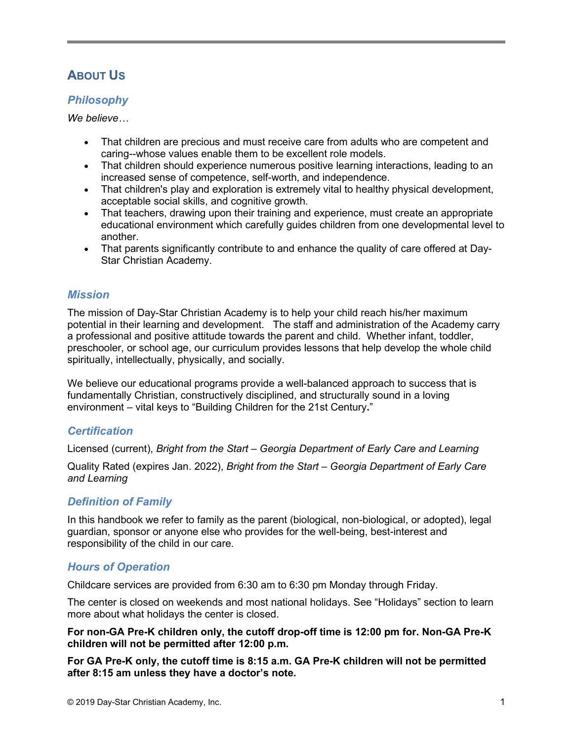## About Us

### *Philosophy*

*We believe…*

- That children are precious and must receive care from adults who are competent and caring--whose values enable them to be excellent role models.
- That children should experience numerous positive learning interactions, leading to an increased sense of competence, self-worth, and independence.
- That children's play and exploration is extremely vital to healthy physical development, acceptable social skills, and cognitive growth.
- That teachers, drawing upon their training and experience, must create an appropriate educational environment which carefully guides children from one developmental level to another.
- That parents significantly contribute to and enhance the quality of care offered at Day-Star Christian Academy.

### *Mission*

The mission of Day-Star Christian Academy is to help your child reach his/her maximum potential in their learning and development. The staff and administration of the Academy carry a professional and positive attitude towards the parent and child. Whether infant, toddler, preschooler, or school age, our curriculum provides lessons that help develop the whole child spiritually, intellectually, physically, and socially.

We believe our educational programs provide a well-balanced approach to success that is fundamentally Christian, constructively disciplined, and structurally sound in a loving environment – vital keys to "Building Children for the 21st Century**.**"

### *Certification*

Licensed (current), *Bright from the Start – Georgia Department of Early Care and Learning*

Quality Rated (expires Jan. 2022), *Bright from the Start – Georgia Department of Early Care and Learning*

### *Definition of Family*

In this handbook we refer to family as the parent (biological, non-biological, or adopted), legal guardian, sponsor or anyone else who provides for the well-being, best-interest and responsibility of the child in our care.

### *Hours of Operation*

Childcare services are provided from 6:30 am to 6:30 pm Monday through Friday.

The center is closed on weekends and most national holidays. See "Holidays" section to learn more about what holidays the center is closed.

**For non-GA Pre-K children only, the cutoff drop-off time is 12:00 pm for. Non-GA Pre-K children will not be permitted after 12:00 p.m.**

**For GA Pre-K only, the cutoff time is 8:15 a.m. GA Pre-K children will not be permitted after 8:15 am unless they have a doctor's note.**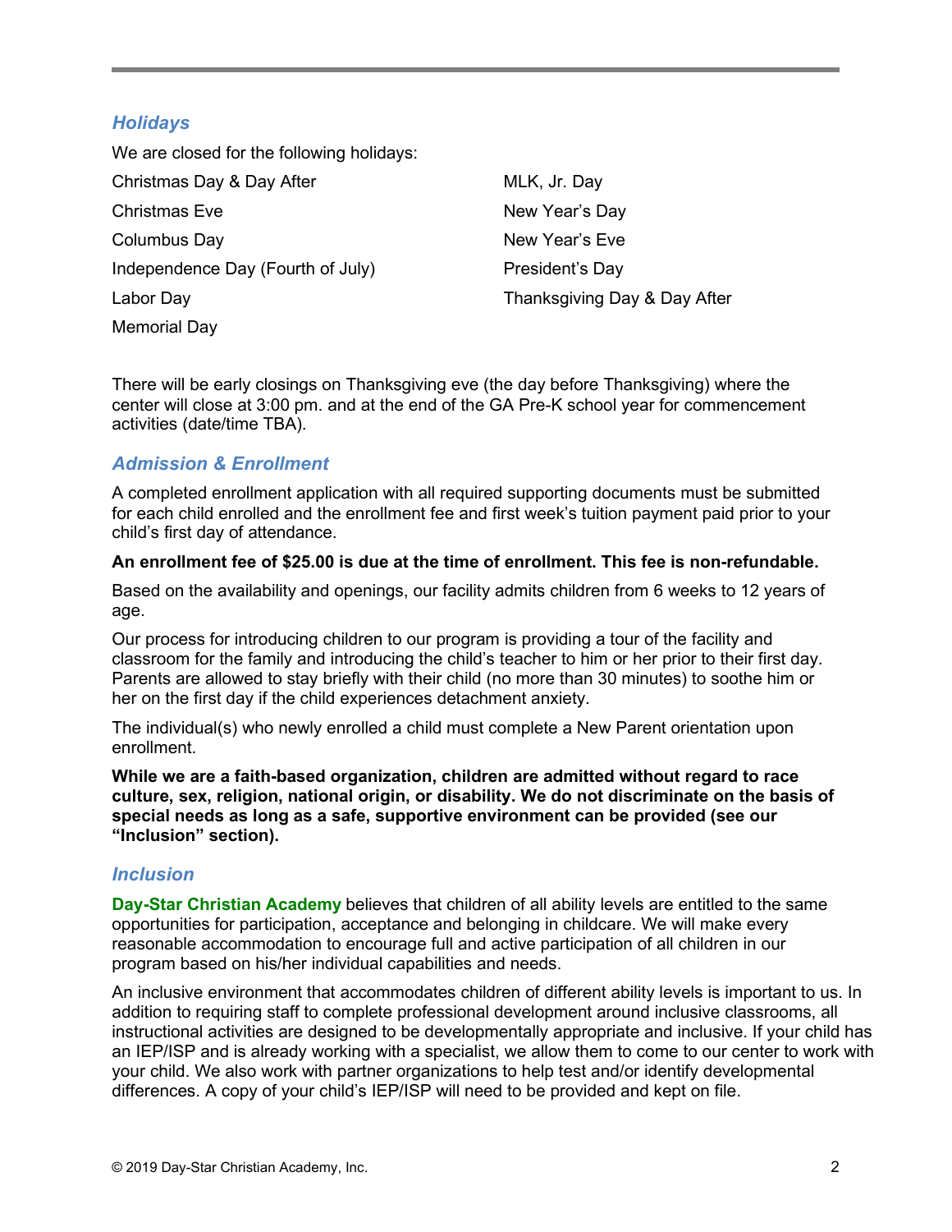## *Holidays*

We are closed for the following holidays:

- Christmas Day & Day After
- Christmas Eve
- Columbus Day
- Independence Day (Fourth of July)
- Labor Day
- Memorial Day
- MLK, Jr. Day
- New Year's Day
- New Year's Eve
- President's Day
- Thanksgiving Day & Day After

There will be early closings on Thanksgiving eve (the day before Thanksgiving) where the center will close at 3:00 pm. and at the end of the GA Pre-K school year for commencement activities (date/time TBA).

## *Admission & Enrollment*

A completed enrollment application with all required supporting documents must be submitted for each child enrolled and the enrollment fee and first week's tuition payment paid prior to your child's first day of attendance.

**An enrollment fee of $25.00 is due at the time of enrollment. This fee is non-refundable.**

Based on the availability and openings, our facility admits children from 6 weeks to 12 years of age.

Our process for introducing children to our program is providing a tour of the facility and classroom for the family and introducing the child's teacher to him or her prior to their first day. Parents are allowed to stay briefly with their child (no more than 30 minutes) to soothe him or her on the first day if the child experiences detachment anxiety.

The individual(s) who newly enrolled a child must complete a New Parent orientation upon enrollment.

**While we are a faith-based organization, children are admitted without regard to race culture, sex, religion, national origin, or disability. We do not discriminate on the basis of special needs as long as a safe, supportive environment can be provided (see our "Inclusion" section).**

## *Inclusion*

**Day-Star Christian Academy** believes that children of all ability levels are entitled to the same opportunities for participation, acceptance and belonging in childcare. We will make every reasonable accommodation to encourage full and active participation of all children in our program based on his/her individual capabilities and needs.

An inclusive environment that accommodates children of different ability levels is important to us. In addition to requiring staff to complete professional development around inclusive classrooms, all instructional activities are designed to be developmentally appropriate and inclusive. If your child has an IEP/ISP and is already working with a specialist, we allow them to come to our center to work with your child. We also work with partner organizations to help test and/or identify developmental differences. A copy of your child's IEP/ISP will need to be provided and kept on file.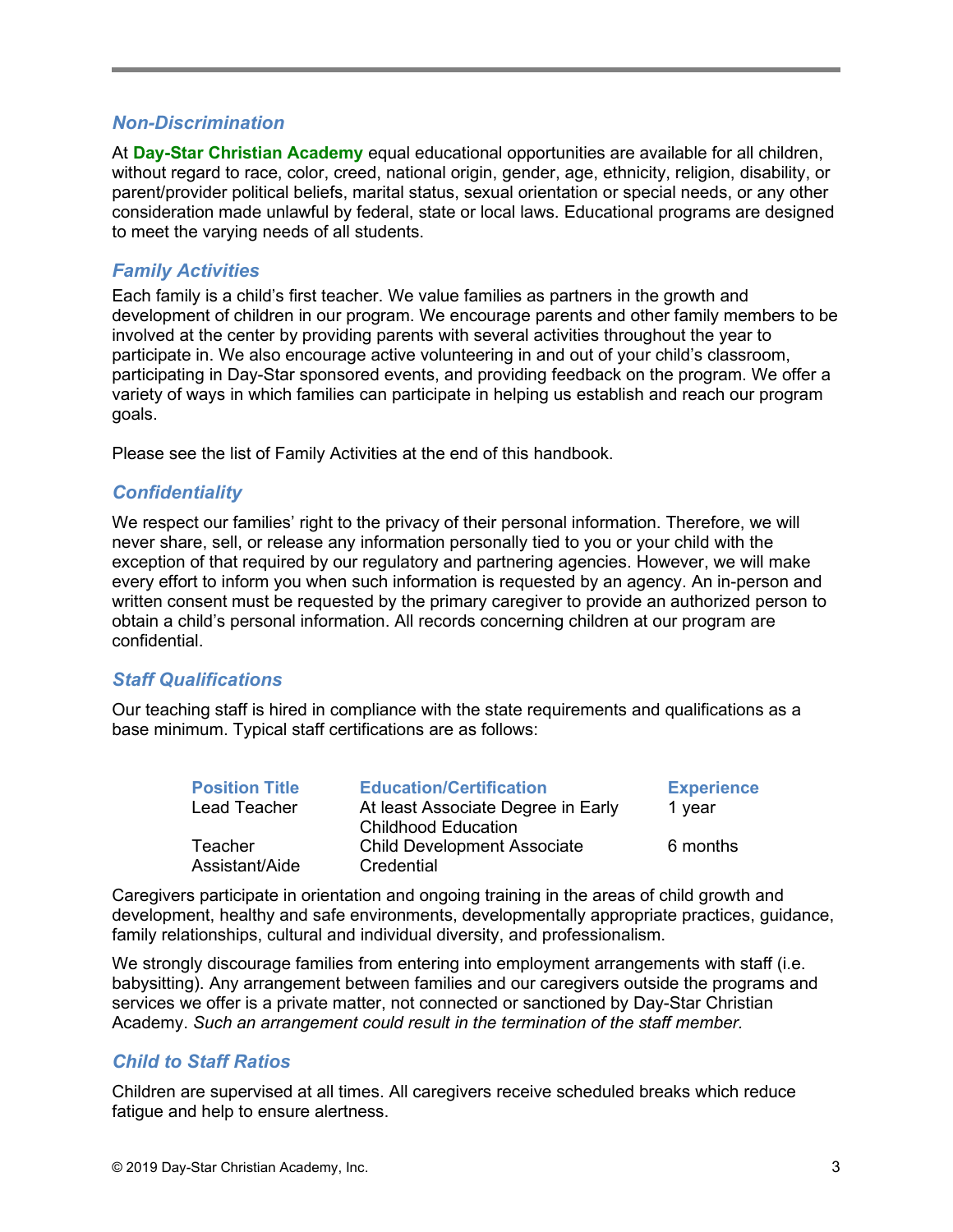## *Non-Discrimination*

At **Day-Star Christian Academy** equal educational opportunities are available for all children, without regard to race, color, creed, national origin, gender, age, ethnicity, religion, disability, or parent/provider political beliefs, marital status, sexual orientation or special needs, or any other consideration made unlawful by federal, state or local laws. Educational programs are designed to meet the varying needs of all students.

## *Family Activities*

Each family is a child's first teacher. We value families as partners in the growth and development of children in our program. We encourage parents and other family members to be involved at the center by providing parents with several activities throughout the year to participate in. We also encourage active volunteering in and out of your child's classroom, participating in Day-Star sponsored events, and providing feedback on the program. We offer a variety of ways in which families can participate in helping us establish and reach our program goals.

Please see the list of Family Activities at the end of this handbook.

## *Confidentiality*

We respect our families' right to the privacy of their personal information. Therefore, we will never share, sell, or release any information personally tied to you or your child with the exception of that required by our regulatory and partnering agencies. However, we will make every effort to inform you when such information is requested by an agency. An in-person and written consent must be requested by the primary caregiver to provide an authorized person to obtain a child's personal information. All records concerning children at our program are confidential.

## *Staff Qualifications*

Our teaching staff is hired in compliance with the state requirements and qualifications as a base minimum. Typical staff certifications are as follows:

| Position Title | Education/Certification | Experience |
|---|---|---|
| Lead Teacher | At least Associate Degree in Early Childhood Education | 1 year |
| Teacher Assistant/Aide | Child Development Associate Credential | 6 months |

Caregivers participate in orientation and ongoing training in the areas of child growth and development, healthy and safe environments, developmentally appropriate practices, guidance, family relationships, cultural and individual diversity, and professionalism.

We strongly discourage families from entering into employment arrangements with staff (i.e. babysitting). Any arrangement between families and our caregivers outside the programs and services we offer is a private matter, not connected or sanctioned by Day-Star Christian Academy. *Such an arrangement could result in the termination of the staff member.*

## *Child to Staff Ratios*

Children are supervised at all times. All caregivers receive scheduled breaks which reduce fatigue and help to ensure alertness.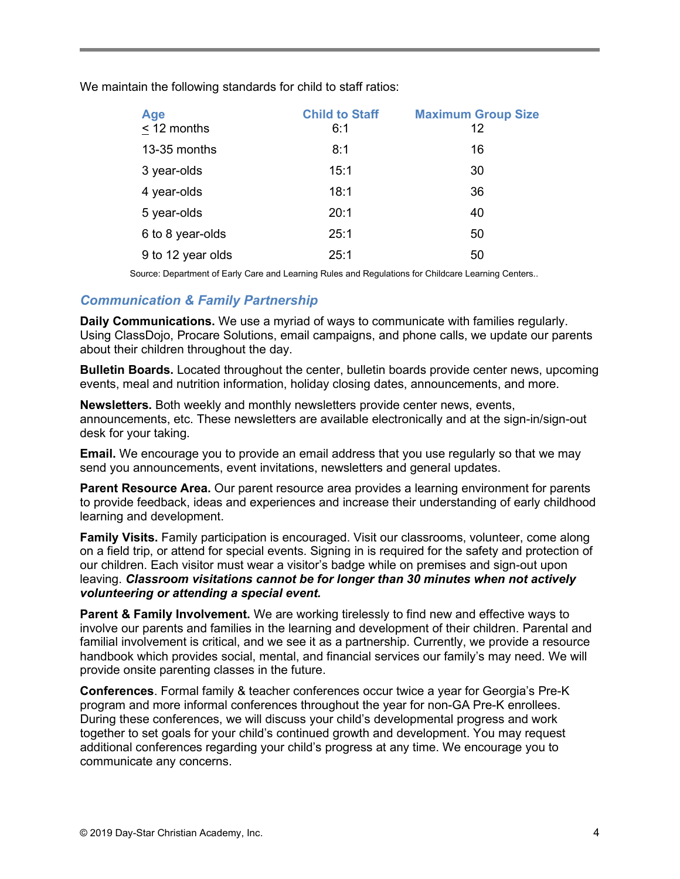We maintain the following standards for child to staff ratios:

| Age | Child to Staff | Maximum Group Size |
|---|---|---|
| ≤ 12 months | 6:1 | 12 |
| 13-35 months | 8:1 | 16 |
| 3 year-olds | 15:1 | 30 |
| 4 year-olds | 18:1 | 36 |
| 5 year-olds | 20:1 | 40 |
| 6 to 8 year-olds | 25:1 | 50 |
| 9 to 12 year olds | 25:1 | 50 |

Source: Department of Early Care and Learning Rules and Regulations for Childcare Learning Centers..

## *Communication & Family Partnership*

**Daily Communications.** We use a myriad of ways to communicate with families regularly. Using ClassDojo, Procare Solutions, email campaigns, and phone calls, we update our parents about their children throughout the day.

**Bulletin Boards.** Located throughout the center, bulletin boards provide center news, upcoming events, meal and nutrition information, holiday closing dates, announcements, and more.

**Newsletters.** Both weekly and monthly newsletters provide center news, events, announcements, etc. These newsletters are available electronically and at the sign-in/sign-out desk for your taking.

**Email.** We encourage you to provide an email address that you use regularly so that we may send you announcements, event invitations, newsletters and general updates.

**Parent Resource Area.** Our parent resource area provides a learning environment for parents to provide feedback, ideas and experiences and increase their understanding of early childhood learning and development.

**Family Visits.** Family participation is encouraged. Visit our classrooms, volunteer, come along on a field trip, or attend for special events. Signing in is required for the safety and protection of our children. Each visitor must wear a visitor's badge while on premises and sign-out upon leaving. ***Classroom visitations cannot be for longer than 30 minutes when not actively volunteering or attending a special event.***

**Parent & Family Involvement.** We are working tirelessly to find new and effective ways to involve our parents and families in the learning and development of their children. Parental and familial involvement is critical, and we see it as a partnership. Currently, we provide a resource handbook which provides social, mental, and financial services our family's may need. We will provide onsite parenting classes in the future.

**Conferences**. Formal family & teacher conferences occur twice a year for Georgia's Pre-K program and more informal conferences throughout the year for non-GA Pre-K enrollees. During these conferences, we will discuss your child's developmental progress and work together to set goals for your child's continued growth and development. You may request additional conferences regarding your child's progress at any time. We encourage you to communicate any concerns.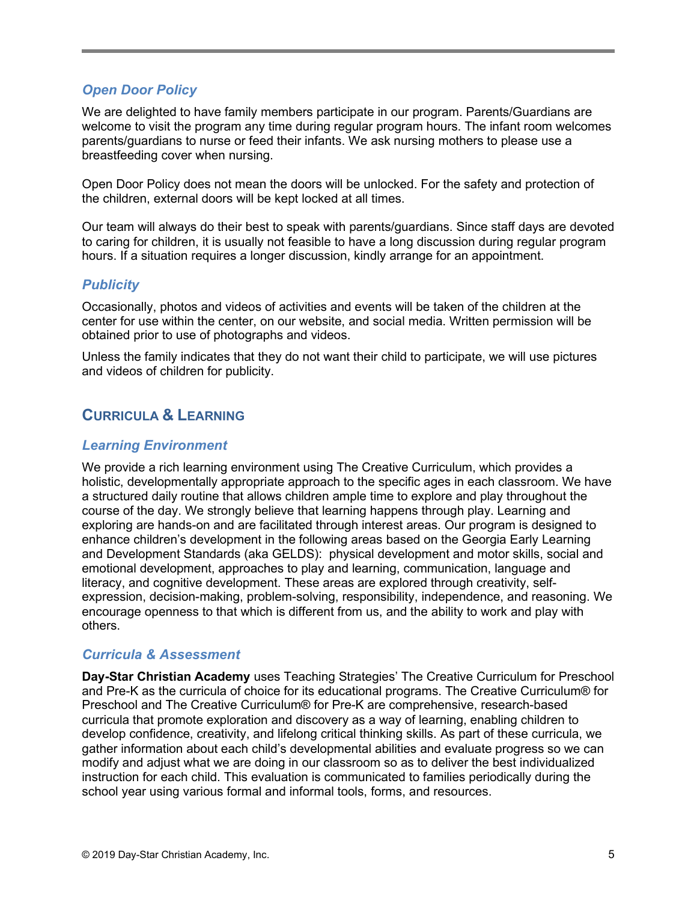### Open Door Policy

We are delighted to have family members participate in our program. Parents/Guardians are welcome to visit the program any time during regular program hours. The infant room welcomes parents/guardians to nurse or feed their infants. We ask nursing mothers to please use a breastfeeding cover when nursing.

Open Door Policy does not mean the doors will be unlocked. For the safety and protection of the children, external doors will be kept locked at all times.

Our team will always do their best to speak with parents/guardians. Since staff days are devoted to caring for children, it is usually not feasible to have a long discussion during regular program hours. If a situation requires a longer discussion, kindly arrange for an appointment.

### Publicity

Occasionally, photos and videos of activities and events will be taken of the children at the center for use within the center, on our website, and social media. Written permission will be obtained prior to use of photographs and videos.

Unless the family indicates that they do not want their child to participate, we will use pictures and videos of children for publicity.

## Curricula & Learning

### Learning Environment

We provide a rich learning environment using The Creative Curriculum, which provides a holistic, developmentally appropriate approach to the specific ages in each classroom. We have a structured daily routine that allows children ample time to explore and play throughout the course of the day. We strongly believe that learning happens through play. Learning and exploring are hands-on and are facilitated through interest areas. Our program is designed to enhance children's development in the following areas based on the Georgia Early Learning and Development Standards (aka GELDS): physical development and motor skills, social and emotional development, approaches to play and learning, communication, language and literacy, and cognitive development. These areas are explored through creativity, self-expression, decision-making, problem-solving, responsibility, independence, and reasoning. We encourage openness to that which is different from us, and the ability to work and play with others.

### Curricula & Assessment

**Day-Star Christian Academy** uses Teaching Strategies' The Creative Curriculum for Preschool and Pre-K as the curricula of choice for its educational programs. The Creative Curriculum® for Preschool and The Creative Curriculum® for Pre-K are comprehensive, research-based curricula that promote exploration and discovery as a way of learning, enabling children to develop confidence, creativity, and lifelong critical thinking skills. As part of these curricula, we gather information about each child's developmental abilities and evaluate progress so we can modify and adjust what we are doing in our classroom so as to deliver the best individualized instruction for each child. This evaluation is communicated to families periodically during the school year using various formal and informal tools, forms, and resources.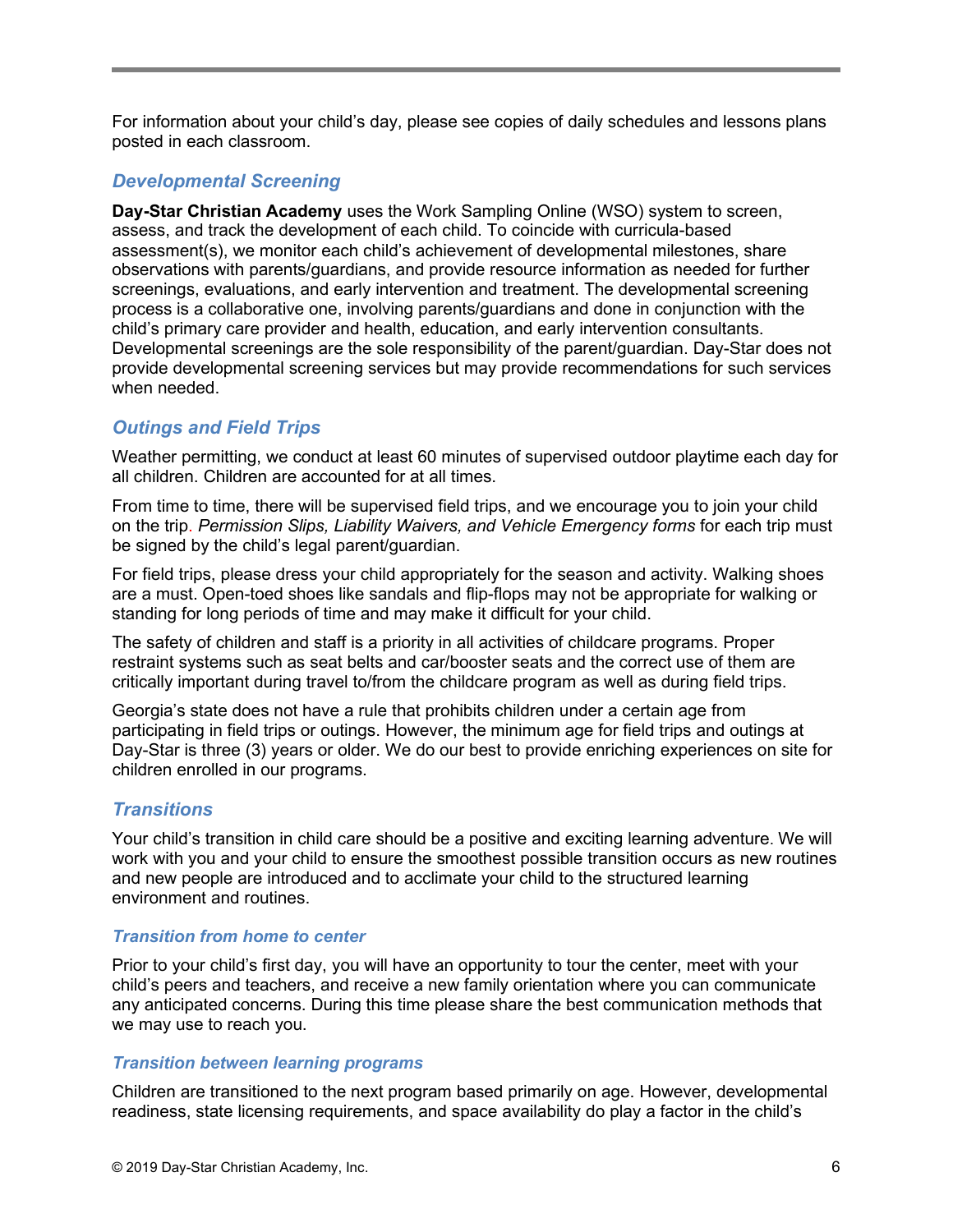For information about your child's day, please see copies of daily schedules and lessons plans posted in each classroom.

## *Developmental Screening*

**Day-Star Christian Academy** uses the Work Sampling Online (WSO) system to screen, assess, and track the development of each child. To coincide with curricula-based assessment(s), we monitor each child's achievement of developmental milestones, share observations with parents/guardians, and provide resource information as needed for further screenings, evaluations, and early intervention and treatment. The developmental screening process is a collaborative one, involving parents/guardians and done in conjunction with the child's primary care provider and health, education, and early intervention consultants. Developmental screenings are the sole responsibility of the parent/guardian. Day-Star does not provide developmental screening services but may provide recommendations for such services when needed.

## *Outings and Field Trips*

Weather permitting, we conduct at least 60 minutes of supervised outdoor playtime each day for all children. Children are accounted for at all times.

From time to time, there will be supervised field trips, and we encourage you to join your child on the trip. *Permission Slips, Liability Waivers, and Vehicle Emergency forms* for each trip must be signed by the child's legal parent/guardian.

For field trips, please dress your child appropriately for the season and activity. Walking shoes are a must. Open-toed shoes like sandals and flip-flops may not be appropriate for walking or standing for long periods of time and may make it difficult for your child.

The safety of children and staff is a priority in all activities of childcare programs. Proper restraint systems such as seat belts and car/booster seats and the correct use of them are critically important during travel to/from the childcare program as well as during field trips.

Georgia's state does not have a rule that prohibits children under a certain age from participating in field trips or outings. However, the minimum age for field trips and outings at Day-Star is three (3) years or older. We do our best to provide enriching experiences on site for children enrolled in our programs.

## *Transitions*

Your child's transition in child care should be a positive and exciting learning adventure. We will work with you and your child to ensure the smoothest possible transition occurs as new routines and new people are introduced and to acclimate your child to the structured learning environment and routines.

### *Transition from home to center*

Prior to your child's first day, you will have an opportunity to tour the center, meet with your child's peers and teachers, and receive a new family orientation where you can communicate any anticipated concerns. During this time please share the best communication methods that we may use to reach you.

### *Transition between learning programs*

Children are transitioned to the next program based primarily on age. However, developmental readiness, state licensing requirements, and space availability do play a factor in the child's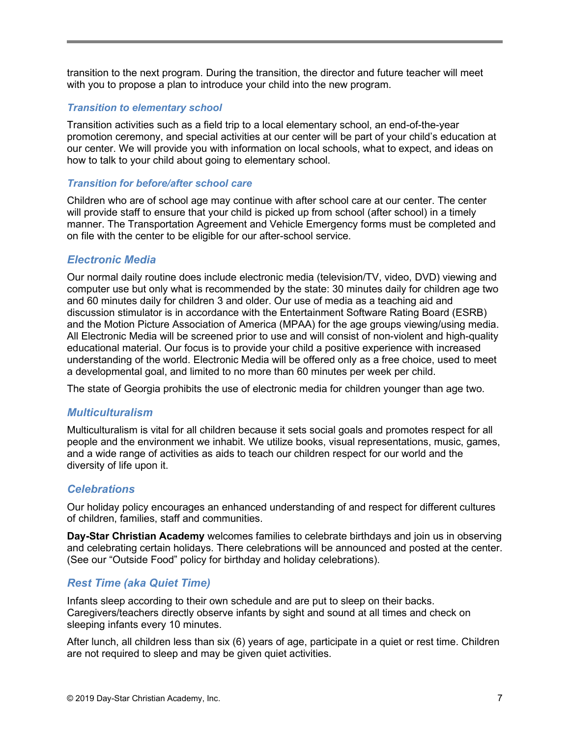transition to the next program. During the transition, the director and future teacher will meet with you to propose a plan to introduce your child into the new program.

### *Transition to elementary school*

Transition activities such as a field trip to a local elementary school, an end-of-the-year promotion ceremony, and special activities at our center will be part of your child's education at our center. We will provide you with information on local schools, what to expect, and ideas on how to talk to your child about going to elementary school.

### *Transition for before/after school care*

Children who are of school age may continue with after school care at our center. The center will provide staff to ensure that your child is picked up from school (after school) in a timely manner. The Transportation Agreement and Vehicle Emergency forms must be completed and on file with the center to be eligible for our after-school service.

## *Electronic Media*

Our normal daily routine does include electronic media (television/TV, video, DVD) viewing and computer use but only what is recommended by the state: 30 minutes daily for children age two and 60 minutes daily for children 3 and older. Our use of media as a teaching aid and discussion stimulator is in accordance with the Entertainment Software Rating Board (ESRB) and the Motion Picture Association of America (MPAA) for the age groups viewing/using media. All Electronic Media will be screened prior to use and will consist of non-violent and high-quality educational material. Our focus is to provide your child a positive experience with increased understanding of the world. Electronic Media will be offered only as a free choice, used to meet a developmental goal, and limited to no more than 60 minutes per week per child.

The state of Georgia prohibits the use of electronic media for children younger than age two.

## *Multiculturalism*

Multiculturalism is vital for all children because it sets social goals and promotes respect for all people and the environment we inhabit. We utilize books, visual representations, music, games, and a wide range of activities as aids to teach our children respect for our world and the diversity of life upon it.

## *Celebrations*

Our holiday policy encourages an enhanced understanding of and respect for different cultures of children, families, staff and communities.

**Day-Star Christian Academy** welcomes families to celebrate birthdays and join us in observing and celebrating certain holidays. There celebrations will be announced and posted at the center. (See our "Outside Food" policy for birthday and holiday celebrations).

## *Rest Time (aka Quiet Time)*

Infants sleep according to their own schedule and are put to sleep on their backs. Caregivers/teachers directly observe infants by sight and sound at all times and check on sleeping infants every 10 minutes.

After lunch, all children less than six (6) years of age, participate in a quiet or rest time. Children are not required to sleep and may be given quiet activities.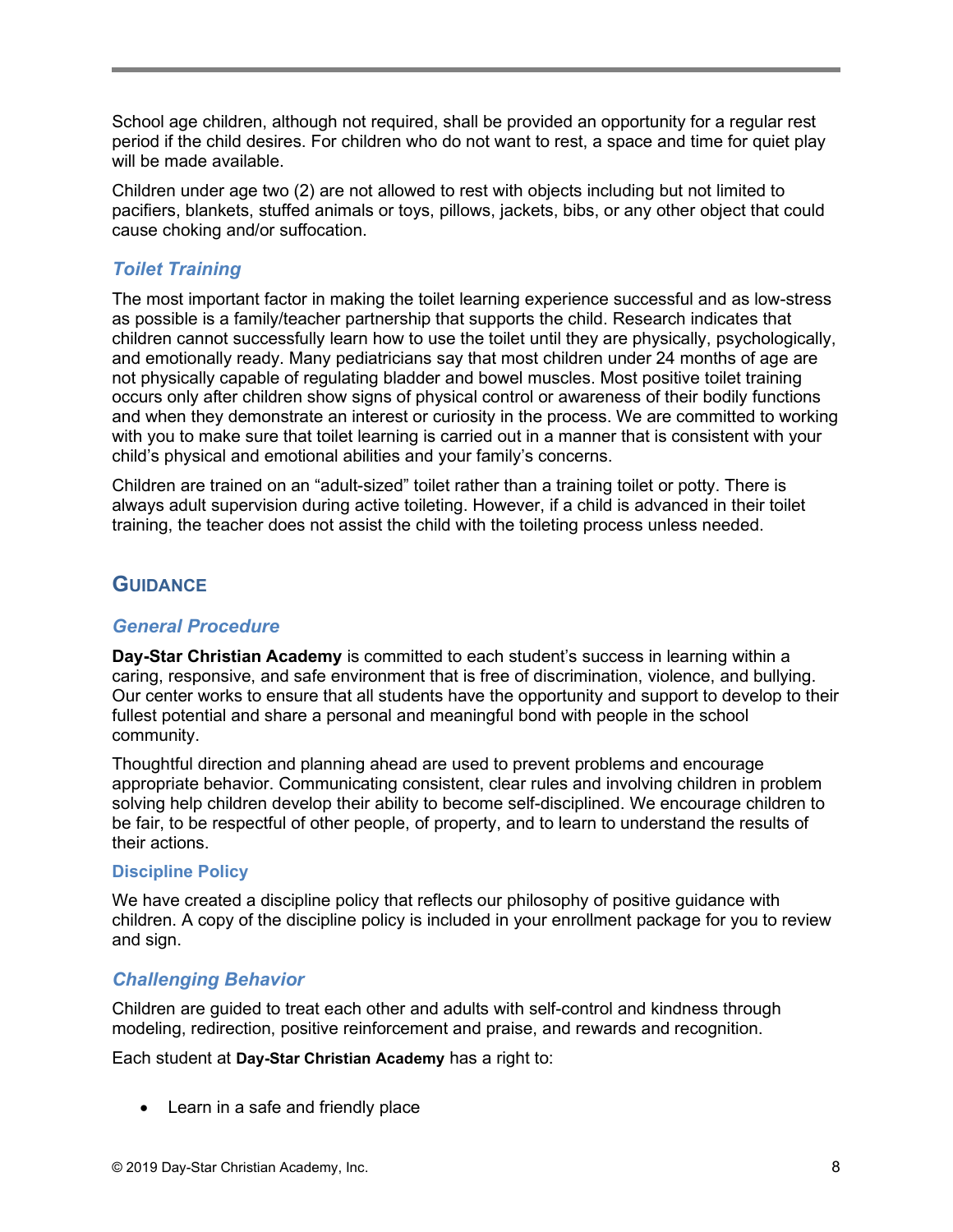School age children, although not required, shall be provided an opportunity for a regular rest period if the child desires. For children who do not want to rest, a space and time for quiet play will be made available.

Children under age two (2) are not allowed to rest with objects including but not limited to pacifiers, blankets, stuffed animals or toys, pillows, jackets, bibs, or any other object that could cause choking and/or suffocation.

### *Toilet Training*

The most important factor in making the toilet learning experience successful and as low-stress as possible is a family/teacher partnership that supports the child. Research indicates that children cannot successfully learn how to use the toilet until they are physically, psychologically, and emotionally ready. Many pediatricians say that most children under 24 months of age are not physically capable of regulating bladder and bowel muscles. Most positive toilet training occurs only after children show signs of physical control or awareness of their bodily functions and when they demonstrate an interest or curiosity in the process. We are committed to working with you to make sure that toilet learning is carried out in a manner that is consistent with your child's physical and emotional abilities and your family's concerns.

Children are trained on an "adult-sized" toilet rather than a training toilet or potty. There is always adult supervision during active toileting. However, if a child is advanced in their toilet training, the teacher does not assist the child with the toileting process unless needed.

## Guidance

### *General Procedure*

**Day-Star Christian Academy** is committed to each student's success in learning within a caring, responsive, and safe environment that is free of discrimination, violence, and bullying. Our center works to ensure that all students have the opportunity and support to develop to their fullest potential and share a personal and meaningful bond with people in the school community.

Thoughtful direction and planning ahead are used to prevent problems and encourage appropriate behavior. Communicating consistent, clear rules and involving children in problem solving help children develop their ability to become self-disciplined. We encourage children to be fair, to be respectful of other people, of property, and to learn to understand the results of their actions.

#### Discipline Policy

We have created a discipline policy that reflects our philosophy of positive guidance with children. A copy of the discipline policy is included in your enrollment package for you to review and sign.

### *Challenging Behavior*

Children are guided to treat each other and adults with self-control and kindness through modeling, redirection, positive reinforcement and praise, and rewards and recognition.

Each student at **Day-Star Christian Academy** has a right to:

- Learn in a safe and friendly place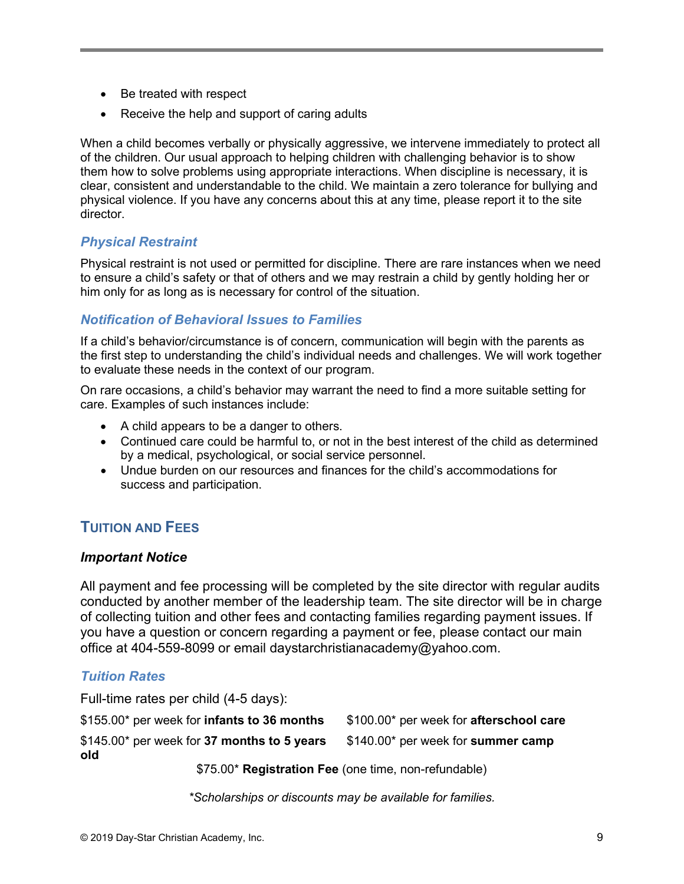- Be treated with respect
- Receive the help and support of caring adults

When a child becomes verbally or physically aggressive, we intervene immediately to protect all of the children. Our usual approach to helping children with challenging behavior is to show them how to solve problems using appropriate interactions. When discipline is necessary, it is clear, consistent and understandable to the child. We maintain a zero tolerance for bullying and physical violence. If you have any concerns about this at any time, please report it to the site director.

### *Physical Restraint*

Physical restraint is not used or permitted for discipline. There are rare instances when we need to ensure a child's safety or that of others and we may restrain a child by gently holding her or him only for as long as is necessary for control of the situation.

### *Notification of Behavioral Issues to Families*

If a child's behavior/circumstance is of concern, communication will begin with the parents as the first step to understanding the child's individual needs and challenges. We will work together to evaluate these needs in the context of our program.

On rare occasions, a child's behavior may warrant the need to find a more suitable setting for care. Examples of such instances include:

- A child appears to be a danger to others.
- Continued care could be harmful to, or not in the best interest of the child as determined by a medical, psychological, or social service personnel.
- Undue burden on our resources and finances for the child's accommodations for success and participation.

## Tuition and Fees

### *Important Notice*

All payment and fee processing will be completed by the site director with regular audits conducted by another member of the leadership team. The site director will be in charge of collecting tuition and other fees and contacting families regarding payment issues. If you have a question or concern regarding a payment or fee, please contact our main office at 404-559-8099 or email daystarchristianacademy@yahoo.com.

### *Tuition Rates*

Full-time rates per child (4-5 days):

$155.00* per week for **infants to 36 months**

$145.00* per week for **37 months to 5 years old**

$100.00* per week for **afterschool care**

$140.00* per week for **summer camp**

$75.00* **Registration Fee** (one time, non-refundable)

*\*Scholarships or discounts may be available for families.*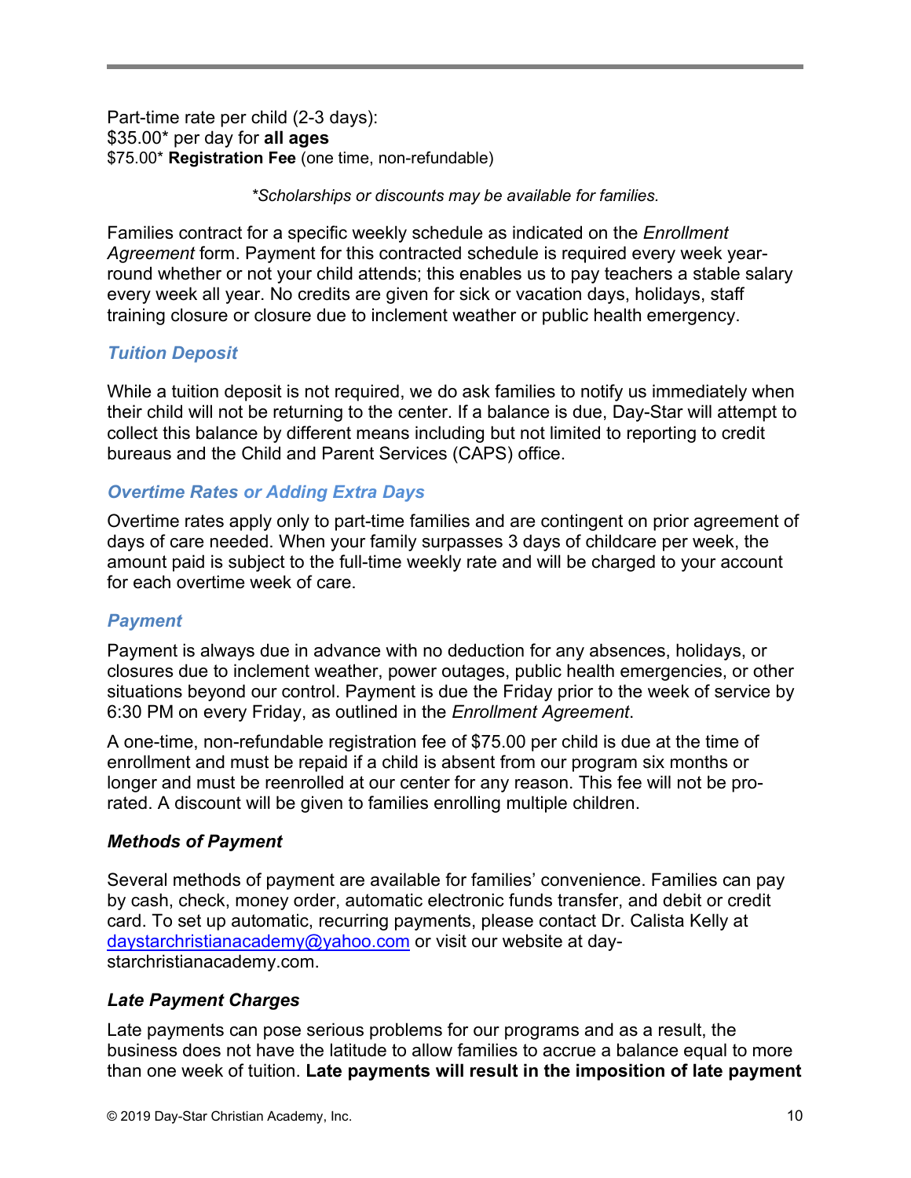Part-time rate per child (2-3 days):
$35.00* per day for **all ages**
$75.00* **Registration Fee** (one time, non-refundable)

*\*Scholarships or discounts may be available for families.*

Families contract for a specific weekly schedule as indicated on the *Enrollment Agreement* form. Payment for this contracted schedule is required every week year-round whether or not your child attends; this enables us to pay teachers a stable salary every week all year. No credits are given for sick or vacation days, holidays, staff training closure or closure due to inclement weather or public health emergency.

### *Tuition Deposit*

While a tuition deposit is not required, we do ask families to notify us immediately when their child will not be returning to the center. If a balance is due, Day-Star will attempt to collect this balance by different means including but not limited to reporting to credit bureaus and the Child and Parent Services (CAPS) office.

### *Overtime Rates or Adding Extra Days*

Overtime rates apply only to part-time families and are contingent on prior agreement of days of care needed. When your family surpasses 3 days of childcare per week, the amount paid is subject to the full-time weekly rate and will be charged to your account for each overtime week of care.

### *Payment*

Payment is always due in advance with no deduction for any absences, holidays, or closures due to inclement weather, power outages, public health emergencies, or other situations beyond our control. Payment is due the Friday prior to the week of service by 6:30 PM on every Friday, as outlined in the *Enrollment Agreement*.

A one-time, non-refundable registration fee of $75.00 per child is due at the time of enrollment and must be repaid if a child is absent from our program six months or longer and must be reenrolled at our center for any reason. This fee will not be pro-rated. A discount will be given to families enrolling multiple children.

#### *Methods of Payment*

Several methods of payment are available for families' convenience. Families can pay by cash, check, money order, automatic electronic funds transfer, and debit or credit card. To set up automatic, recurring payments, please contact Dr. Calista Kelly at daystarchristianacademy@yahoo.com or visit our website at day-starchristianacademy.com.

#### *Late Payment Charges*

Late payments can pose serious problems for our programs and as a result, the business does not have the latitude to allow families to accrue a balance equal to more than one week of tuition. **Late payments will result in the imposition of late payment**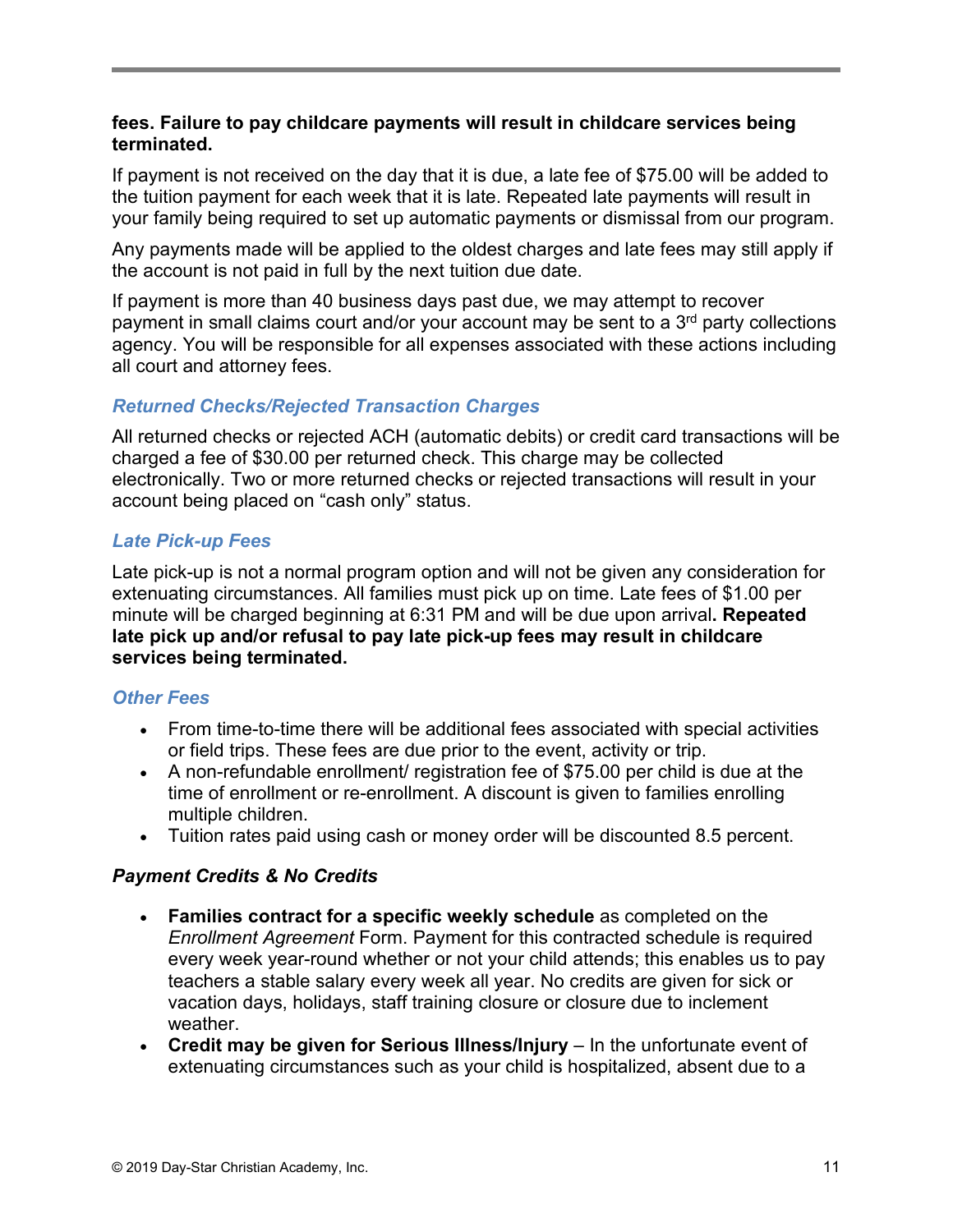**fees. Failure to pay childcare payments will result in childcare services being terminated.**

If payment is not received on the day that it is due, a late fee of $75.00 will be added to the tuition payment for each week that it is late. Repeated late payments will result in your family being required to set up automatic payments or dismissal from our program.

Any payments made will be applied to the oldest charges and late fees may still apply if the account is not paid in full by the next tuition due date.

If payment is more than 40 business days past due, we may attempt to recover payment in small claims court and/or your account may be sent to a 3rd party collections agency. You will be responsible for all expenses associated with these actions including all court and attorney fees.

### *Returned Checks/Rejected Transaction Charges*

All returned checks or rejected ACH (automatic debits) or credit card transactions will be charged a fee of $30.00 per returned check. This charge may be collected electronically. Two or more returned checks or rejected transactions will result in your account being placed on "cash only" status.

### *Late Pick-up Fees*

Late pick-up is not a normal program option and will not be given any consideration for extenuating circumstances. All families must pick up on time. Late fees of $1.00 per minute will be charged beginning at 6:31 PM and will be due upon arrival**. Repeated late pick up and/or refusal to pay late pick-up fees may result in childcare services being terminated.**

### *Other Fees*

- From time-to-time there will be additional fees associated with special activities or field trips. These fees are due prior to the event, activity or trip.
- A non-refundable enrollment/ registration fee of $75.00 per child is due at the time of enrollment or re-enrollment. A discount is given to families enrolling multiple children.
- Tuition rates paid using cash or money order will be discounted 8.5 percent.

### *Payment Credits & No Credits*

- **Families contract for a specific weekly schedule** as completed on the *Enrollment Agreement* Form. Payment for this contracted schedule is required every week year-round whether or not your child attends; this enables us to pay teachers a stable salary every week all year. No credits are given for sick or vacation days, holidays, staff training closure or closure due to inclement weather.
- **Credit may be given for Serious Illness/Injury** – In the unfortunate event of extenuating circumstances such as your child is hospitalized, absent due to a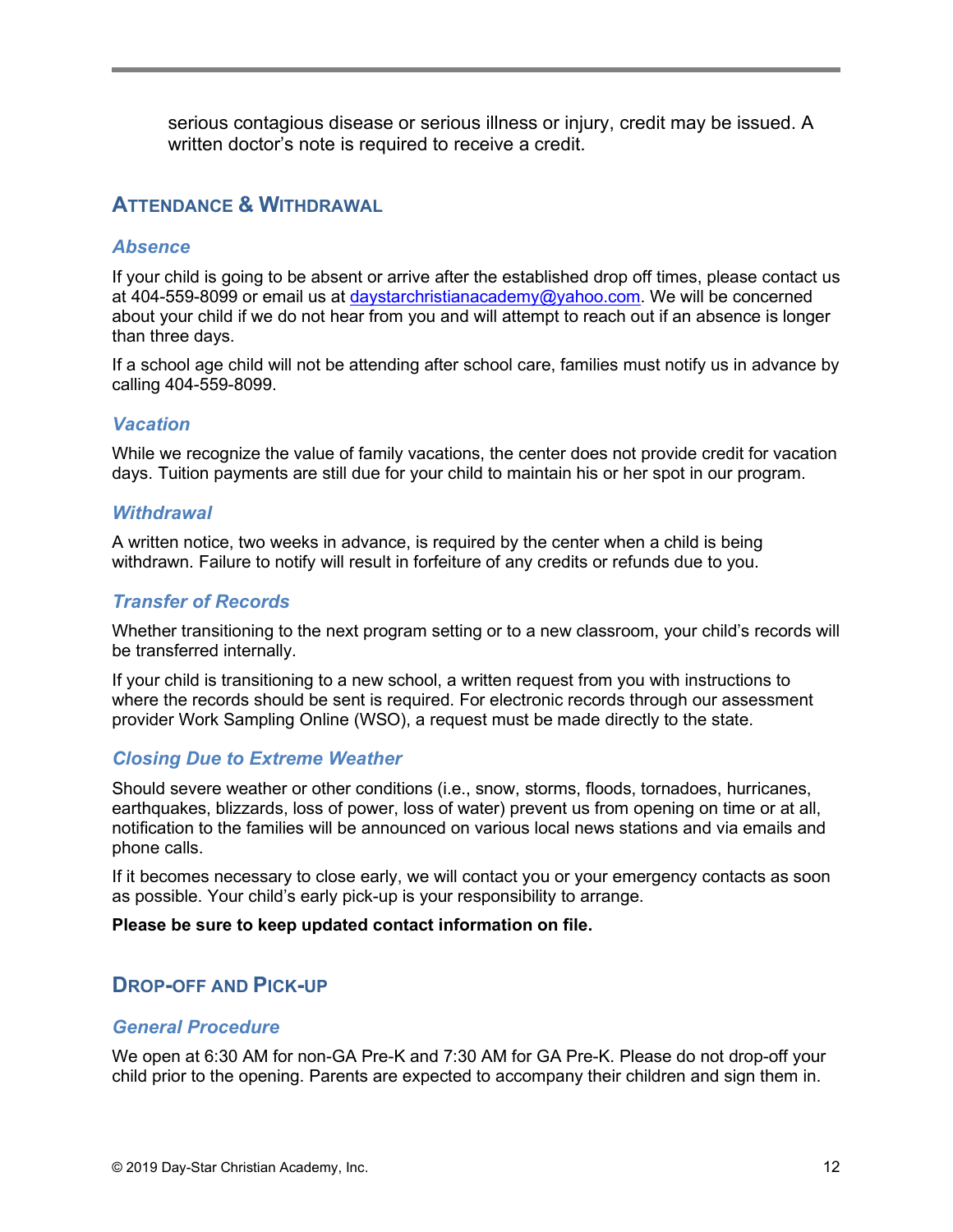serious contagious disease or serious illness or injury, credit may be issued. A written doctor's note is required to receive a credit.

## ATTENDANCE & WITHDRAWAL

### *Absence*

If your child is going to be absent or arrive after the established drop off times, please contact us at 404-559-8099 or email us at daystarchristianacademy@yahoo.com. We will be concerned about your child if we do not hear from you and will attempt to reach out if an absence is longer than three days.

If a school age child will not be attending after school care, families must notify us in advance by calling 404-559-8099.

### *Vacation*

While we recognize the value of family vacations, the center does not provide credit for vacation days. Tuition payments are still due for your child to maintain his or her spot in our program.

### *Withdrawal*

A written notice, two weeks in advance, is required by the center when a child is being withdrawn. Failure to notify will result in forfeiture of any credits or refunds due to you.

### *Transfer of Records*

Whether transitioning to the next program setting or to a new classroom, your child's records will be transferred internally.

If your child is transitioning to a new school, a written request from you with instructions to where the records should be sent is required. For electronic records through our assessment provider Work Sampling Online (WSO), a request must be made directly to the state.

### *Closing Due to Extreme Weather*

Should severe weather or other conditions (i.e., snow, storms, floods, tornadoes, hurricanes, earthquakes, blizzards, loss of power, loss of water) prevent us from opening on time or at all, notification to the families will be announced on various local news stations and via emails and phone calls.

If it becomes necessary to close early, we will contact you or your emergency contacts as soon as possible. Your child's early pick-up is your responsibility to arrange.

**Please be sure to keep updated contact information on file.**

## DROP-OFF AND PICK-UP

### *General Procedure*

We open at 6:30 AM for non-GA Pre-K and 7:30 AM for GA Pre-K. Please do not drop-off your child prior to the opening. Parents are expected to accompany their children and sign them in.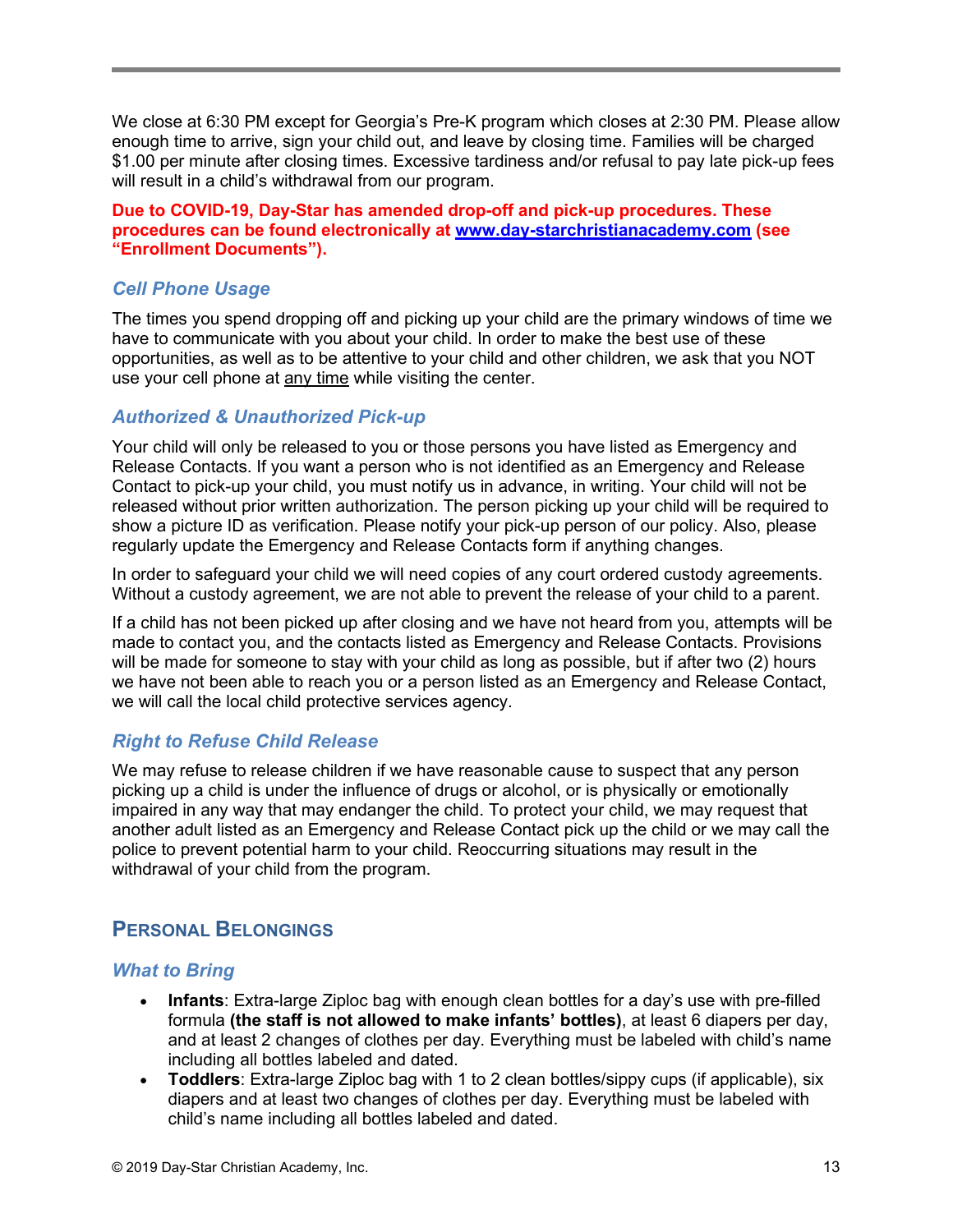We close at 6:30 PM except for Georgia's Pre-K program which closes at 2:30 PM. Please allow enough time to arrive, sign your child out, and leave by closing time. Families will be charged $1.00 per minute after closing times. Excessive tardiness and/or refusal to pay late pick-up fees will result in a child's withdrawal from our program.

**Due to COVID-19, Day-Star has amended drop-off and pick-up procedures. These procedures can be found electronically at [www.day-starchristianacademy.com](http://www.day-starchristianacademy.com) (see "Enrollment Documents").**

### *Cell Phone Usage*

The times you spend dropping off and picking up your child are the primary windows of time we have to communicate with you about your child. In order to make the best use of these opportunities, as well as to be attentive to your child and other children, we ask that you NOT use your cell phone at any time while visiting the center.

### *Authorized & Unauthorized Pick-up*

Your child will only be released to you or those persons you have listed as Emergency and Release Contacts. If you want a person who is not identified as an Emergency and Release Contact to pick-up your child, you must notify us in advance, in writing. Your child will not be released without prior written authorization. The person picking up your child will be required to show a picture ID as verification. Please notify your pick-up person of our policy. Also, please regularly update the Emergency and Release Contacts form if anything changes.

In order to safeguard your child we will need copies of any court ordered custody agreements. Without a custody agreement, we are not able to prevent the release of your child to a parent.

If a child has not been picked up after closing and we have not heard from you, attempts will be made to contact you, and the contacts listed as Emergency and Release Contacts. Provisions will be made for someone to stay with your child as long as possible, but if after two (2) hours we have not been able to reach you or a person listed as an Emergency and Release Contact, we will call the local child protective services agency.

### *Right to Refuse Child Release*

We may refuse to release children if we have reasonable cause to suspect that any person picking up a child is under the influence of drugs or alcohol, or is physically or emotionally impaired in any way that may endanger the child. To protect your child, we may request that another adult listed as an Emergency and Release Contact pick up the child or we may call the police to prevent potential harm to your child. Reoccurring situations may result in the withdrawal of your child from the program.

## PERSONAL BELONGINGS

### *What to Bring*

- **Infants**: Extra-large Ziploc bag with enough clean bottles for a day's use with pre-filled formula **(the staff is not allowed to make infants' bottles)**, at least 6 diapers per day, and at least 2 changes of clothes per day. Everything must be labeled with child's name including all bottles labeled and dated.
- **Toddlers**: Extra-large Ziploc bag with 1 to 2 clean bottles/sippy cups (if applicable), six diapers and at least two changes of clothes per day. Everything must be labeled with child's name including all bottles labeled and dated.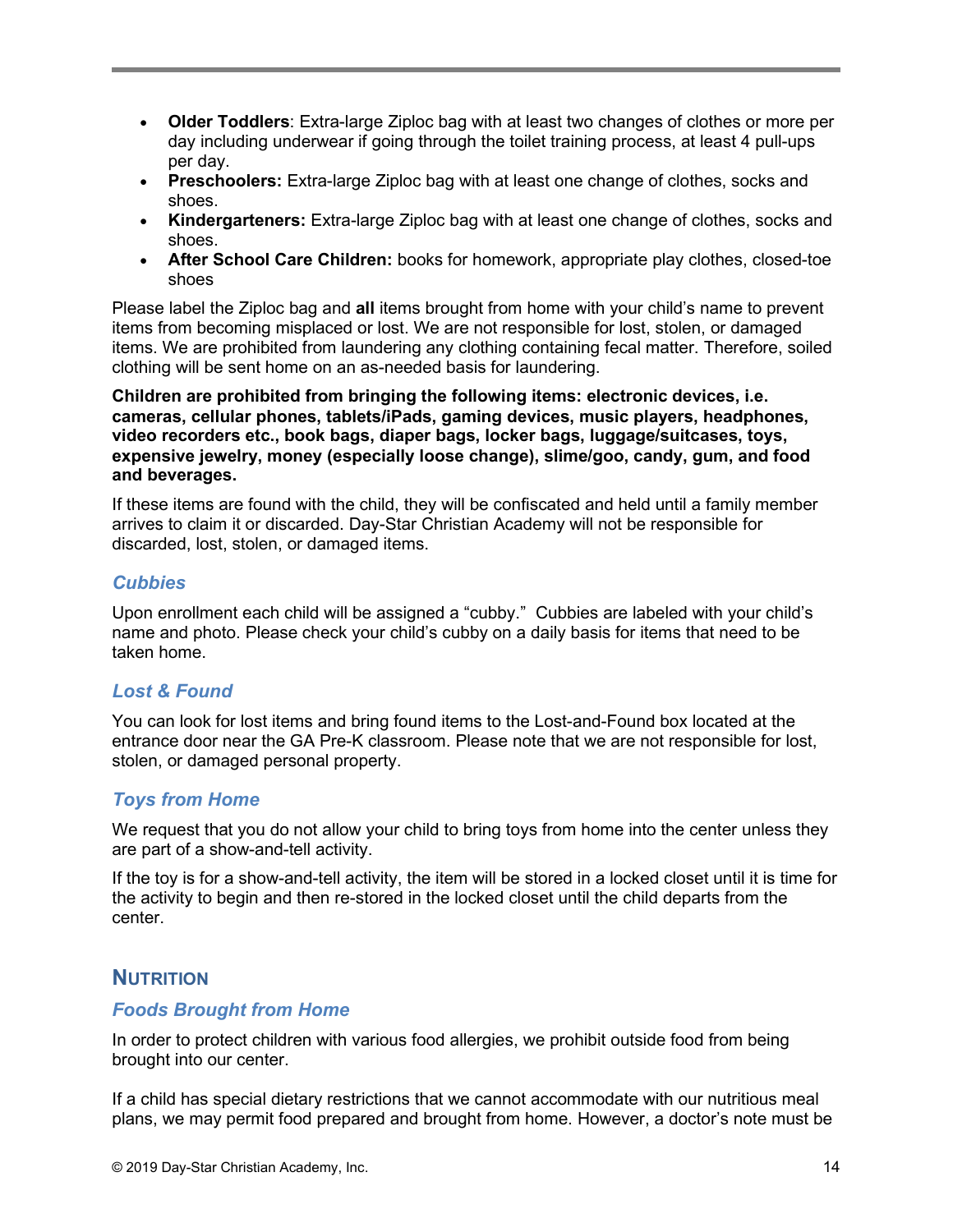- **Older Toddlers**: Extra-large Ziploc bag with at least two changes of clothes or more per day including underwear if going through the toilet training process, at least 4 pull-ups per day.
- **Preschoolers:** Extra-large Ziploc bag with at least one change of clothes, socks and shoes.
- **Kindergarteners:** Extra-large Ziploc bag with at least one change of clothes, socks and shoes.
- **After School Care Children:** books for homework, appropriate play clothes, closed-toe shoes

Please label the Ziploc bag and **all** items brought from home with your child's name to prevent items from becoming misplaced or lost. We are not responsible for lost, stolen, or damaged items. We are prohibited from laundering any clothing containing fecal matter. Therefore, soiled clothing will be sent home on an as-needed basis for laundering.

**Children are prohibited from bringing the following items: electronic devices, i.e. cameras, cellular phones, tablets/iPads, gaming devices, music players, headphones, video recorders etc., book bags, diaper bags, locker bags, luggage/suitcases, toys, expensive jewelry, money (especially loose change), slime/goo, candy, gum, and food and beverages.**

If these items are found with the child, they will be confiscated and held until a family member arrives to claim it or discarded. Day-Star Christian Academy will not be responsible for discarded, lost, stolen, or damaged items.

### *Cubbies*

Upon enrollment each child will be assigned a "cubby." Cubbies are labeled with your child's name and photo. Please check your child's cubby on a daily basis for items that need to be taken home.

### *Lost & Found*

You can look for lost items and bring found items to the Lost-and-Found box located at the entrance door near the GA Pre-K classroom. Please note that we are not responsible for lost, stolen, or damaged personal property.

### *Toys from Home*

We request that you do not allow your child to bring toys from home into the center unless they are part of a show-and-tell activity.

If the toy is for a show-and-tell activity, the item will be stored in a locked closet until it is time for the activity to begin and then re-stored in the locked closet until the child departs from the center.

## NUTRITION

### *Foods Brought from Home*

In order to protect children with various food allergies, we prohibit outside food from being brought into our center.

If a child has special dietary restrictions that we cannot accommodate with our nutritious meal plans, we may permit food prepared and brought from home. However, a doctor's note must be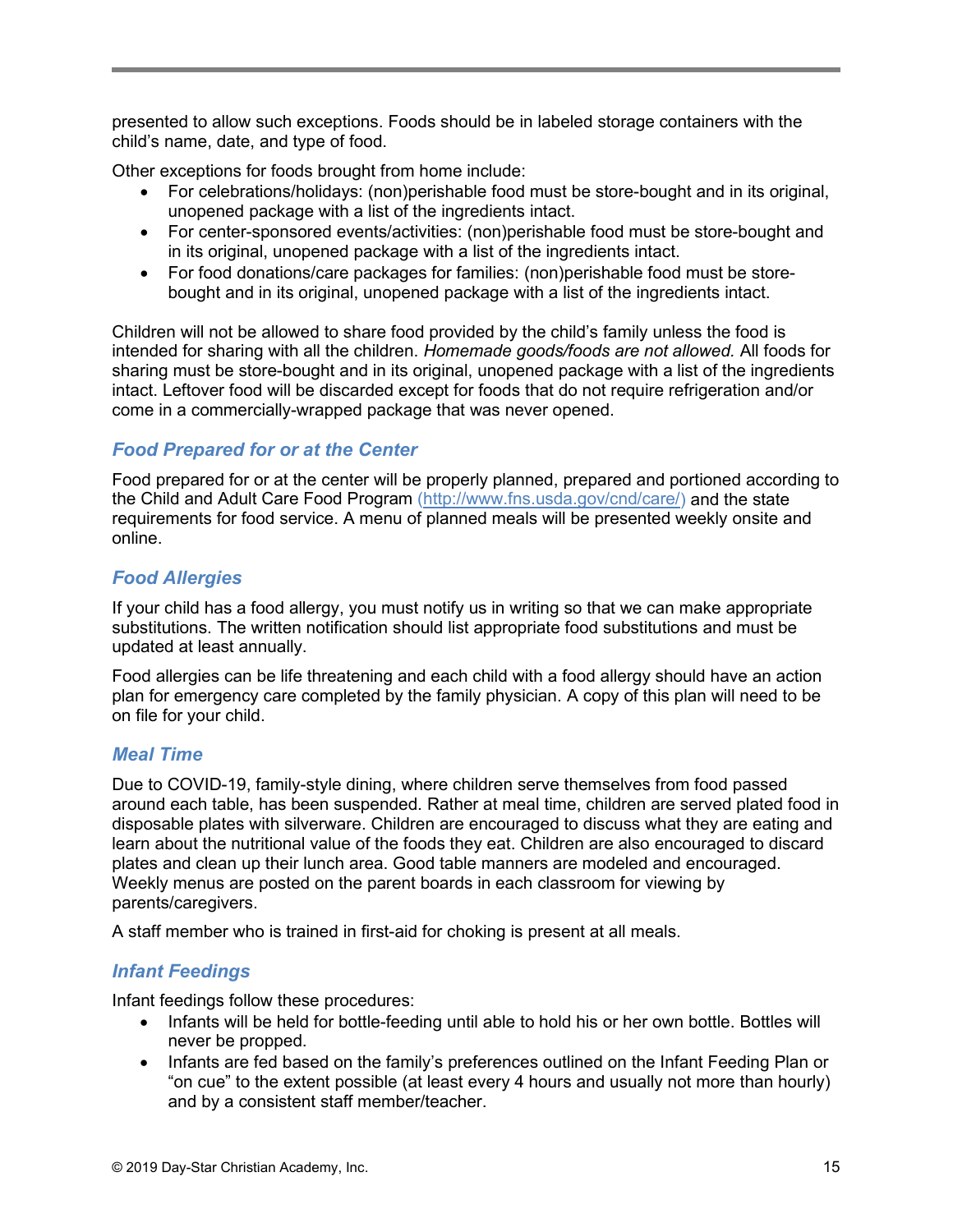presented to allow such exceptions. Foods should be in labeled storage containers with the child's name, date, and type of food.

Other exceptions for foods brought from home include:

- For celebrations/holidays: (non)perishable food must be store-bought and in its original, unopened package with a list of the ingredients intact.
- For center-sponsored events/activities: (non)perishable food must be store-bought and in its original, unopened package with a list of the ingredients intact.
- For food donations/care packages for families: (non)perishable food must be store-bought and in its original, unopened package with a list of the ingredients intact.

Children will not be allowed to share food provided by the child's family unless the food is intended for sharing with all the children. *Homemade goods/foods are not allowed.* All foods for sharing must be store-bought and in its original, unopened package with a list of the ingredients intact. Leftover food will be discarded except for foods that do not require refrigeration and/or come in a commercially-wrapped package that was never opened.

### *Food Prepared for or at the Center*

Food prepared for or at the center will be properly planned, prepared and portioned according to the Child and Adult Care Food Program (http://www.fns.usda.gov/cnd/care/) and the state requirements for food service. A menu of planned meals will be presented weekly onsite and online.

### *Food Allergies*

If your child has a food allergy, you must notify us in writing so that we can make appropriate substitutions. The written notification should list appropriate food substitutions and must be updated at least annually.

Food allergies can be life threatening and each child with a food allergy should have an action plan for emergency care completed by the family physician. A copy of this plan will need to be on file for your child.

### *Meal Time*

Due to COVID-19, family-style dining, where children serve themselves from food passed around each table, has been suspended. Rather at meal time, children are served plated food in disposable plates with silverware. Children are encouraged to discuss what they are eating and learn about the nutritional value of the foods they eat. Children are also encouraged to discard plates and clean up their lunch area. Good table manners are modeled and encouraged. Weekly menus are posted on the parent boards in each classroom for viewing by parents/caregivers.

A staff member who is trained in first-aid for choking is present at all meals.

### *Infant Feedings*

Infant feedings follow these procedures:

- Infants will be held for bottle-feeding until able to hold his or her own bottle. Bottles will never be propped.
- Infants are fed based on the family's preferences outlined on the Infant Feeding Plan or "on cue" to the extent possible (at least every 4 hours and usually not more than hourly) and by a consistent staff member/teacher.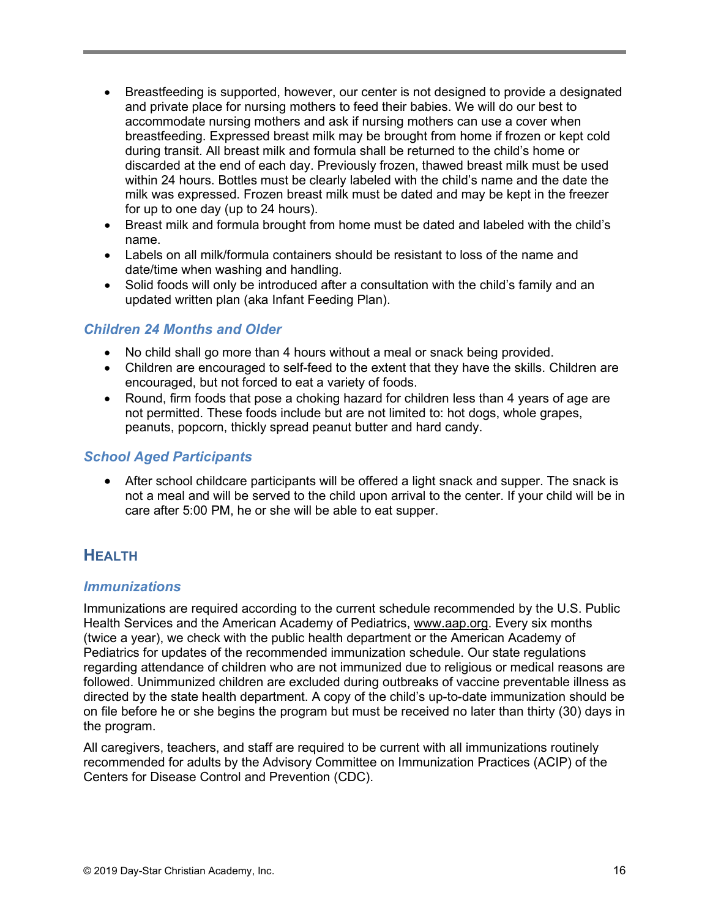- Breastfeeding is supported, however, our center is not designed to provide a designated and private place for nursing mothers to feed their babies. We will do our best to accommodate nursing mothers and ask if nursing mothers can use a cover when breastfeeding. Expressed breast milk may be brought from home if frozen or kept cold during transit. All breast milk and formula shall be returned to the child's home or discarded at the end of each day. Previously frozen, thawed breast milk must be used within 24 hours. Bottles must be clearly labeled with the child's name and the date the milk was expressed. Frozen breast milk must be dated and may be kept in the freezer for up to one day (up to 24 hours).
- Breast milk and formula brought from home must be dated and labeled with the child's name.
- Labels on all milk/formula containers should be resistant to loss of the name and date/time when washing and handling.
- Solid foods will only be introduced after a consultation with the child's family and an updated written plan (aka Infant Feeding Plan).

### *Children 24 Months and Older*

- No child shall go more than 4 hours without a meal or snack being provided.
- Children are encouraged to self-feed to the extent that they have the skills. Children are encouraged, but not forced to eat a variety of foods.
- Round, firm foods that pose a choking hazard for children less than 4 years of age are not permitted. These foods include but are not limited to: hot dogs, whole grapes, peanuts, popcorn, thickly spread peanut butter and hard candy.

### *School Aged Participants*

- After school childcare participants will be offered a light snack and supper. The snack is not a meal and will be served to the child upon arrival to the center. If your child will be in care after 5:00 PM, he or she will be able to eat supper.

## Health

### *Immunizations*

Immunizations are required according to the current schedule recommended by the U.S. Public Health Services and the American Academy of Pediatrics, www.aap.org. Every six months (twice a year), we check with the public health department or the American Academy of Pediatrics for updates of the recommended immunization schedule. Our state regulations regarding attendance of children who are not immunized due to religious or medical reasons are followed. Unimmunized children are excluded during outbreaks of vaccine preventable illness as directed by the state health department. A copy of the child's up-to-date immunization should be on file before he or she begins the program but must be received no later than thirty (30) days in the program.

All caregivers, teachers, and staff are required to be current with all immunizations routinely recommended for adults by the Advisory Committee on Immunization Practices (ACIP) of the Centers for Disease Control and Prevention (CDC).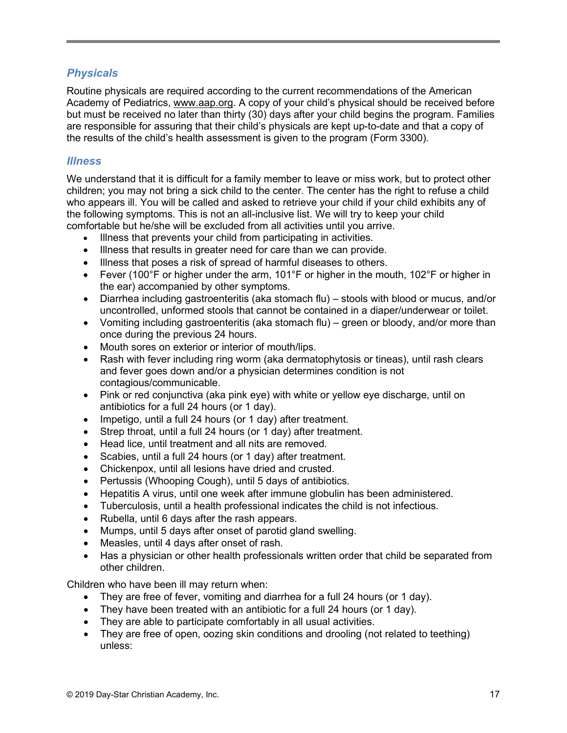### *Physicals*

Routine physicals are required according to the current recommendations of the American Academy of Pediatrics, www.aap.org. A copy of your child's physical should be received before but must be received no later than thirty (30) days after your child begins the program. Families are responsible for assuring that their child's physicals are kept up-to-date and that a copy of the results of the child's health assessment is given to the program (Form 3300).

### *Illness*

We understand that it is difficult for a family member to leave or miss work, but to protect other children; you may not bring a sick child to the center. The center has the right to refuse a child who appears ill. You will be called and asked to retrieve your child if your child exhibits any of the following symptoms. This is not an all-inclusive list. We will try to keep your child comfortable but he/she will be excluded from all activities until you arrive.

- Illness that prevents your child from participating in activities.
- Illness that results in greater need for care than we can provide.
- Illness that poses a risk of spread of harmful diseases to others.
- Fever (100°F or higher under the arm, 101°F or higher in the mouth, 102°F or higher in the ear) accompanied by other symptoms.
- Diarrhea including gastroenteritis (aka stomach flu) – stools with blood or mucus, and/or uncontrolled, unformed stools that cannot be contained in a diaper/underwear or toilet.
- Vomiting including gastroenteritis (aka stomach flu) – green or bloody, and/or more than once during the previous 24 hours.
- Mouth sores on exterior or interior of mouth/lips.
- Rash with fever including ring worm (aka dermatophytosis or tineas), until rash clears and fever goes down and/or a physician determines condition is not contagious/communicable.
- Pink or red conjunctiva (aka pink eye) with white or yellow eye discharge, until on antibiotics for a full 24 hours (or 1 day).
- Impetigo, until a full 24 hours (or 1 day) after treatment.
- Strep throat, until a full 24 hours (or 1 day) after treatment.
- Head lice, until treatment and all nits are removed.
- Scabies, until a full 24 hours (or 1 day) after treatment.
- Chickenpox, until all lesions have dried and crusted.
- Pertussis (Whooping Cough), until 5 days of antibiotics.
- Hepatitis A virus, until one week after immune globulin has been administered.
- Tuberculosis, until a health professional indicates the child is not infectious.
- Rubella, until 6 days after the rash appears.
- Mumps, until 5 days after onset of parotid gland swelling.
- Measles, until 4 days after onset of rash.
- Has a physician or other health professionals written order that child be separated from other children.

Children who have been ill may return when:

- They are free of fever, vomiting and diarrhea for a full 24 hours (or 1 day).
- They have been treated with an antibiotic for a full 24 hours (or 1 day).
- They are able to participate comfortably in all usual activities.
- They are free of open, oozing skin conditions and drooling (not related to teething) unless: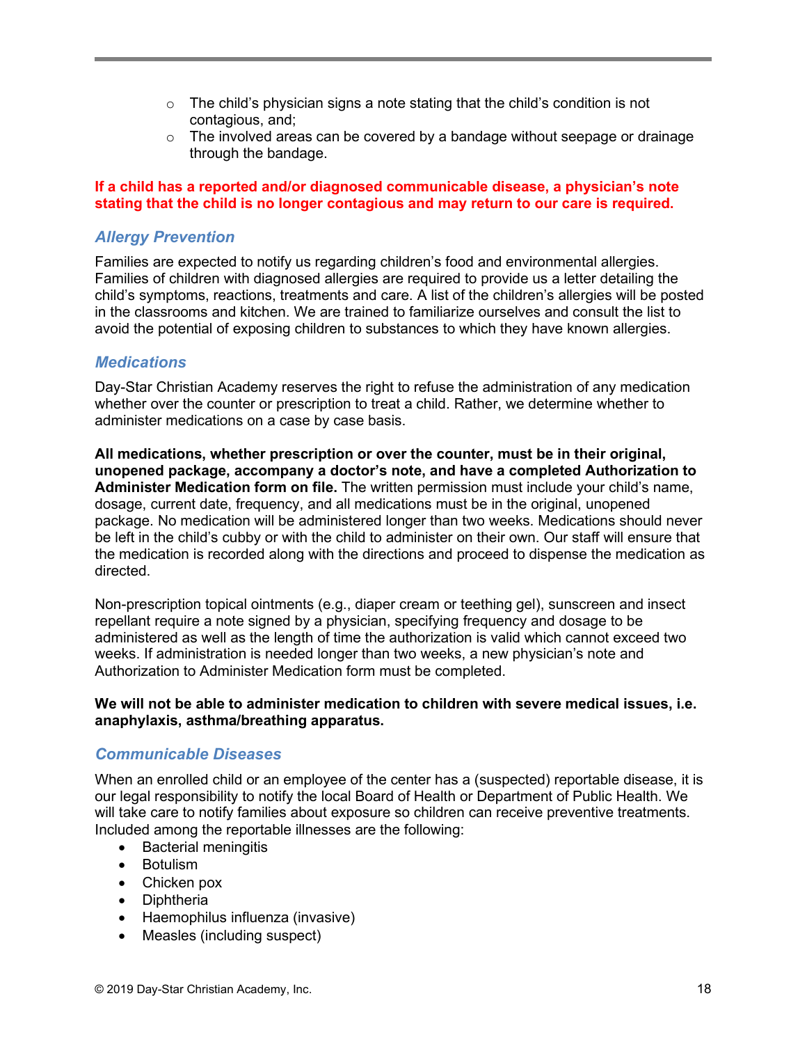- The child's physician signs a note stating that the child's condition is not contagious, and;
- The involved areas can be covered by a bandage without seepage or drainage through the bandage.

**If a child has a reported and/or diagnosed communicable disease, a physician's note stating that the child is no longer contagious and may return to our care is required.**

### *Allergy Prevention*

Families are expected to notify us regarding children's food and environmental allergies. Families of children with diagnosed allergies are required to provide us a letter detailing the child's symptoms, reactions, treatments and care. A list of the children's allergies will be posted in the classrooms and kitchen. We are trained to familiarize ourselves and consult the list to avoid the potential of exposing children to substances to which they have known allergies.

### *Medications*

Day-Star Christian Academy reserves the right to refuse the administration of any medication whether over the counter or prescription to treat a child. Rather, we determine whether to administer medications on a case by case basis.

**All medications, whether prescription or over the counter, must be in their original, unopened package, accompany a doctor's note, and have a completed Authorization to Administer Medication form on file.** The written permission must include your child's name, dosage, current date, frequency, and all medications must be in the original, unopened package. No medication will be administered longer than two weeks. Medications should never be left in the child's cubby or with the child to administer on their own. Our staff will ensure that the medication is recorded along with the directions and proceed to dispense the medication as directed.

Non-prescription topical ointments (e.g., diaper cream or teething gel), sunscreen and insect repellant require a note signed by a physician, specifying frequency and dosage to be administered as well as the length of time the authorization is valid which cannot exceed two weeks. If administration is needed longer than two weeks, a new physician's note and Authorization to Administer Medication form must be completed.

**We will not be able to administer medication to children with severe medical issues, i.e. anaphylaxis, asthma/breathing apparatus.**

### *Communicable Diseases*

When an enrolled child or an employee of the center has a (suspected) reportable disease, it is our legal responsibility to notify the local Board of Health or Department of Public Health. We will take care to notify families about exposure so children can receive preventive treatments. Included among the reportable illnesses are the following:

- Bacterial meningitis
- Botulism
- Chicken pox
- Diphtheria
- Haemophilus influenza (invasive)
- Measles (including suspect)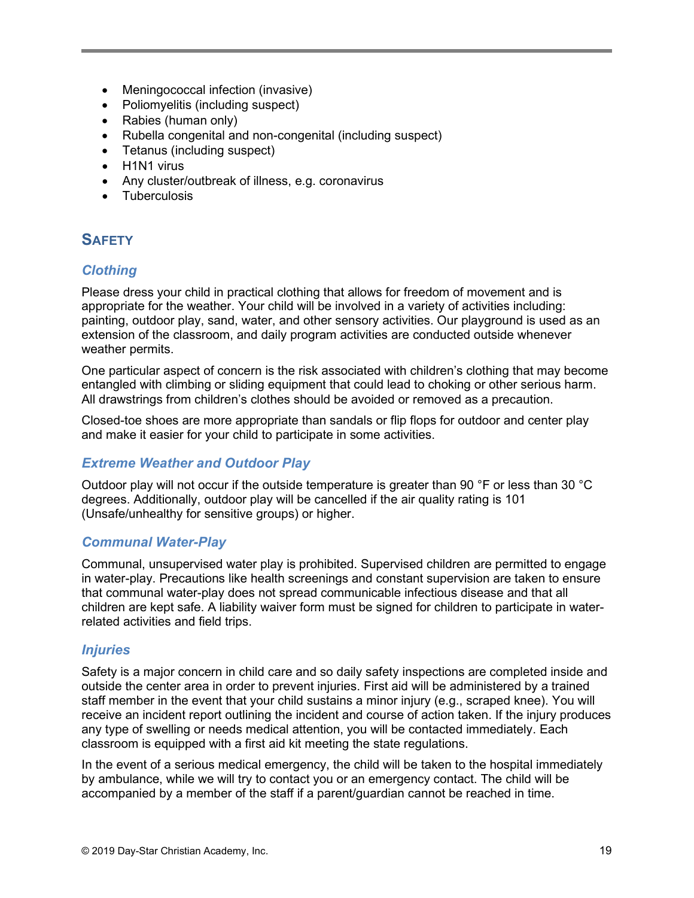- Meningococcal infection (invasive)
- Poliomyelitis (including suspect)
- Rabies (human only)
- Rubella congenital and non-congenital (including suspect)
- Tetanus (including suspect)
- H1N1 virus
- Any cluster/outbreak of illness, e.g. coronavirus
- Tuberculosis

## SAFETY

### *Clothing*

Please dress your child in practical clothing that allows for freedom of movement and is appropriate for the weather. Your child will be involved in a variety of activities including: painting, outdoor play, sand, water, and other sensory activities. Our playground is used as an extension of the classroom, and daily program activities are conducted outside whenever weather permits.

One particular aspect of concern is the risk associated with children's clothing that may become entangled with climbing or sliding equipment that could lead to choking or other serious harm. All drawstrings from children's clothes should be avoided or removed as a precaution.

Closed-toe shoes are more appropriate than sandals or flip flops for outdoor and center play and make it easier for your child to participate in some activities.

### *Extreme Weather and Outdoor Play*

Outdoor play will not occur if the outside temperature is greater than 90 °F or less than 30 °C degrees. Additionally, outdoor play will be cancelled if the air quality rating is 101 (Unsafe/unhealthy for sensitive groups) or higher.

### *Communal Water-Play*

Communal, unsupervised water play is prohibited. Supervised children are permitted to engage in water-play. Precautions like health screenings and constant supervision are taken to ensure that communal water-play does not spread communicable infectious disease and that all children are kept safe. A liability waiver form must be signed for children to participate in water-related activities and field trips.

### *Injuries*

Safety is a major concern in child care and so daily safety inspections are completed inside and outside the center area in order to prevent injuries. First aid will be administered by a trained staff member in the event that your child sustains a minor injury (e.g., scraped knee). You will receive an incident report outlining the incident and course of action taken. If the injury produces any type of swelling or needs medical attention, you will be contacted immediately. Each classroom is equipped with a first aid kit meeting the state regulations.

In the event of a serious medical emergency, the child will be taken to the hospital immediately by ambulance, while we will try to contact you or an emergency contact. The child will be accompanied by a member of the staff if a parent/guardian cannot be reached in time.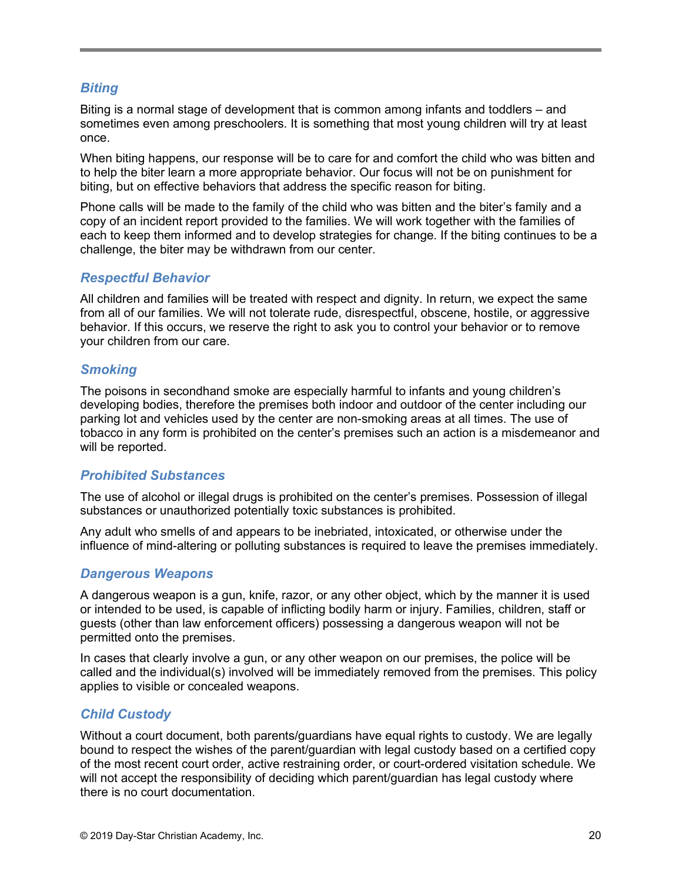### *Biting*

Biting is a normal stage of development that is common among infants and toddlers – and sometimes even among preschoolers. It is something that most young children will try at least once.

When biting happens, our response will be to care for and comfort the child who was bitten and to help the biter learn a more appropriate behavior. Our focus will not be on punishment for biting, but on effective behaviors that address the specific reason for biting.

Phone calls will be made to the family of the child who was bitten and the biter's family and a copy of an incident report provided to the families. We will work together with the families of each to keep them informed and to develop strategies for change. If the biting continues to be a challenge, the biter may be withdrawn from our center.

### *Respectful Behavior*

All children and families will be treated with respect and dignity. In return, we expect the same from all of our families. We will not tolerate rude, disrespectful, obscene, hostile, or aggressive behavior. If this occurs, we reserve the right to ask you to control your behavior or to remove your children from our care.

### *Smoking*

The poisons in secondhand smoke are especially harmful to infants and young children's developing bodies, therefore the premises both indoor and outdoor of the center including our parking lot and vehicles used by the center are non-smoking areas at all times. The use of tobacco in any form is prohibited on the center's premises such an action is a misdemeanor and will be reported.

### *Prohibited Substances*

The use of alcohol or illegal drugs is prohibited on the center's premises. Possession of illegal substances or unauthorized potentially toxic substances is prohibited.

Any adult who smells of and appears to be inebriated, intoxicated, or otherwise under the influence of mind-altering or polluting substances is required to leave the premises immediately.

### *Dangerous Weapons*

A dangerous weapon is a gun, knife, razor, or any other object, which by the manner it is used or intended to be used, is capable of inflicting bodily harm or injury. Families, children, staff or guests (other than law enforcement officers) possessing a dangerous weapon will not be permitted onto the premises.

In cases that clearly involve a gun, or any other weapon on our premises, the police will be called and the individual(s) involved will be immediately removed from the premises. This policy applies to visible or concealed weapons.

### *Child Custody*

Without a court document, both parents/guardians have equal rights to custody. We are legally bound to respect the wishes of the parent/guardian with legal custody based on a certified copy of the most recent court order, active restraining order, or court-ordered visitation schedule. We will not accept the responsibility of deciding which parent/guardian has legal custody where there is no court documentation.

© 2019 Day-Star Christian Academy, Inc.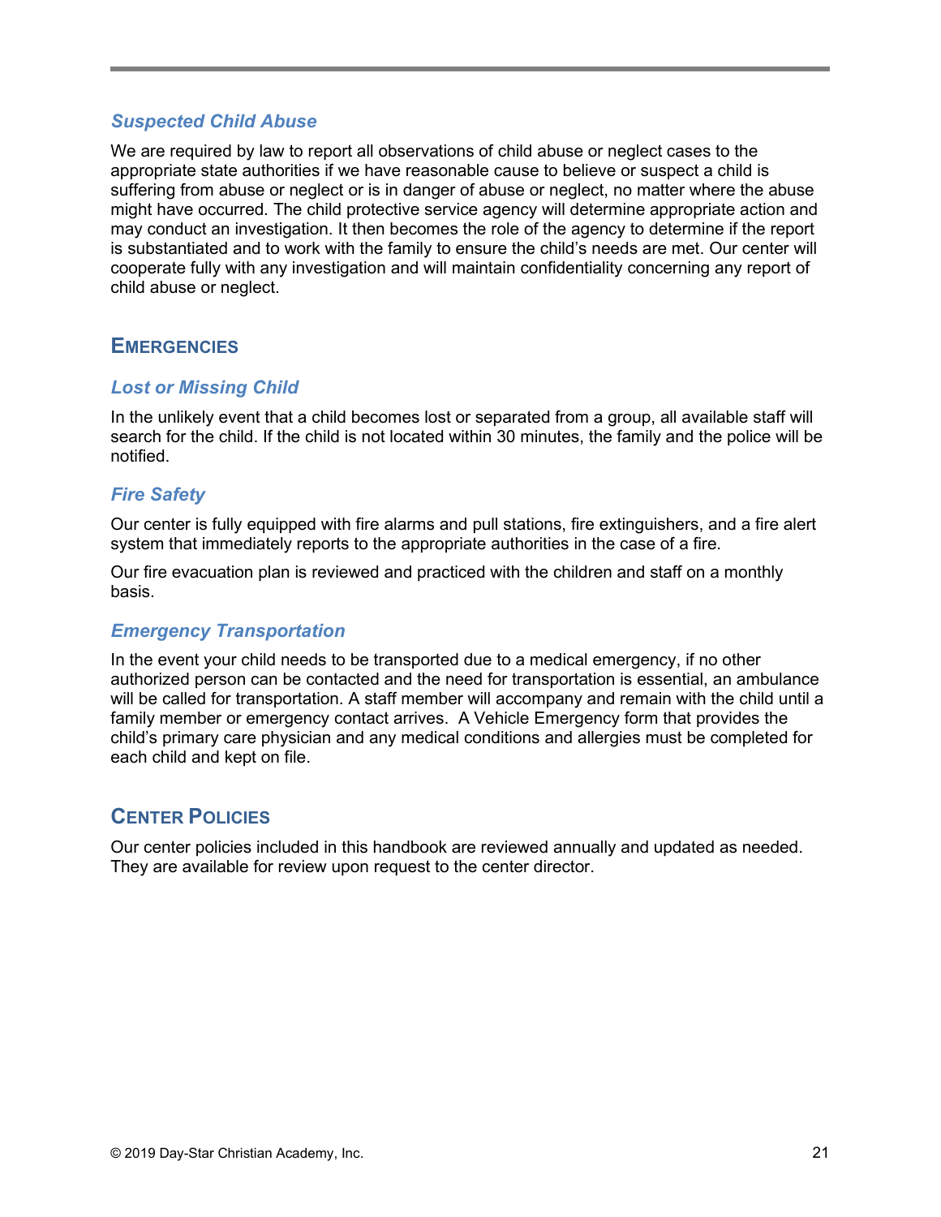### *Suspected Child Abuse*

We are required by law to report all observations of child abuse or neglect cases to the appropriate state authorities if we have reasonable cause to believe or suspect a child is suffering from abuse or neglect or is in danger of abuse or neglect, no matter where the abuse might have occurred. The child protective service agency will determine appropriate action and may conduct an investigation. It then becomes the role of the agency to determine if the report is substantiated and to work with the family to ensure the child's needs are met. Our center will cooperate fully with any investigation and will maintain confidentiality concerning any report of child abuse or neglect.

## Emergencies

### *Lost or Missing Child*

In the unlikely event that a child becomes lost or separated from a group, all available staff will search for the child. If the child is not located within 30 minutes, the family and the police will be notified.

### *Fire Safety*

Our center is fully equipped with fire alarms and pull stations, fire extinguishers, and a fire alert system that immediately reports to the appropriate authorities in the case of a fire.

Our fire evacuation plan is reviewed and practiced with the children and staff on a monthly basis.

### *Emergency Transportation*

In the event your child needs to be transported due to a medical emergency, if no other authorized person can be contacted and the need for transportation is essential, an ambulance will be called for transportation. A staff member will accompany and remain with the child until a family member or emergency contact arrives. A Vehicle Emergency form that provides the child's primary care physician and any medical conditions and allergies must be completed for each child and kept on file.

## Center Policies

Our center policies included in this handbook are reviewed annually and updated as needed. They are available for review upon request to the center director.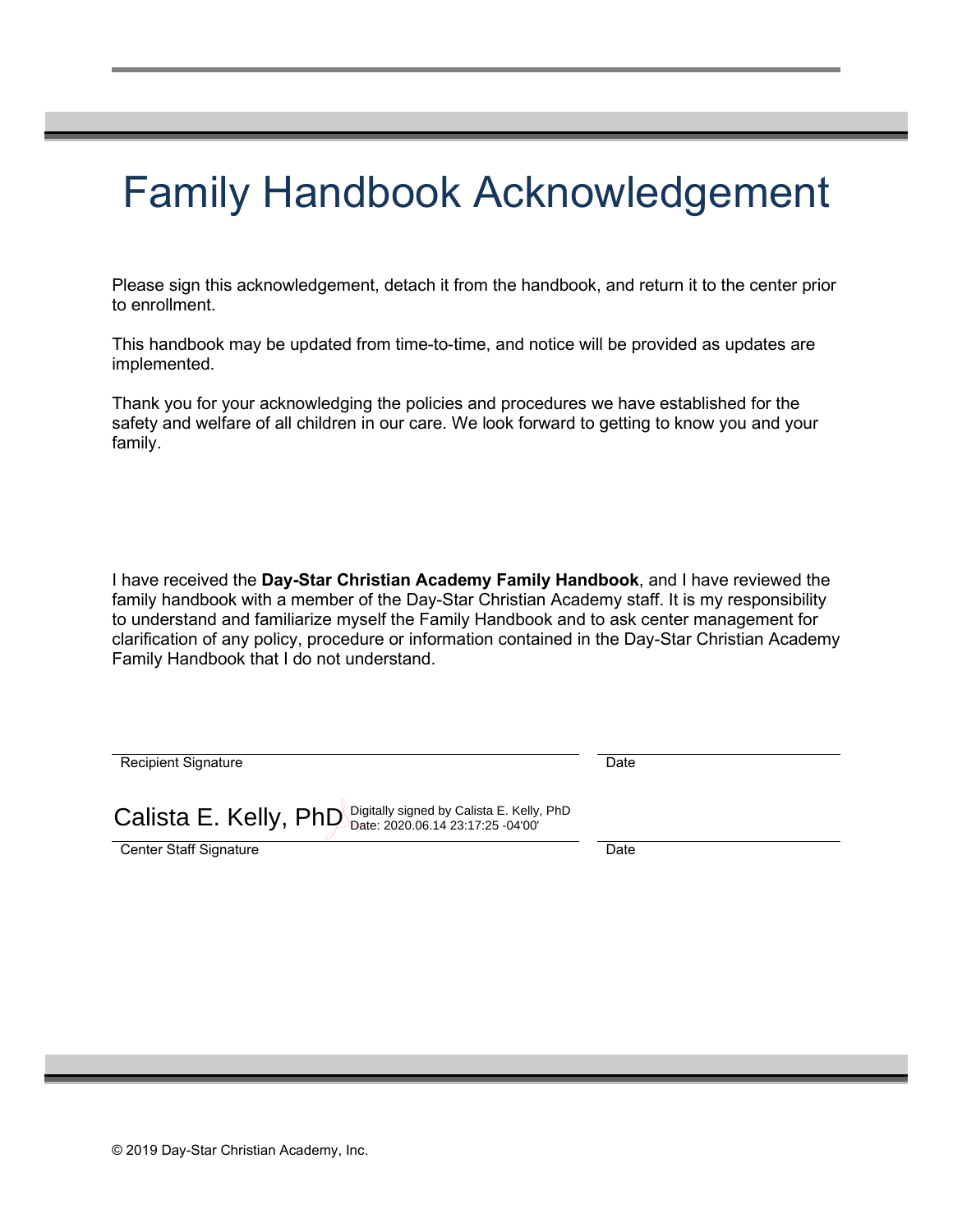# Family Handbook Acknowledgement

Please sign this acknowledgement, detach it from the handbook, and return it to the center prior to enrollment.

This handbook may be updated from time-to-time, and notice will be provided as updates are implemented.

Thank you for your acknowledging the policies and procedures we have established for the safety and welfare of all children in our care. We look forward to getting to know you and your family.

I have received the **Day-Star Christian Academy Family Handbook**, and I have reviewed the family handbook with a member of the Day-Star Christian Academy staff. It is my responsibility to understand and familiarize myself the Family Handbook and to ask center management for clarification of any policy, procedure or information contained in the Day-Star Christian Academy Family Handbook that I do not understand.

\_\_\_\_\_\_\_\_\_\_\_\_\_\_\_\_\_\_\_\_\_\_\_\_\_\_\_\_\_\_\_\_\_\_\_\_ \_\_\_\_\_\_\_\_\_\_\_\_\_\_\_\_\_\_

Recipient Signature Date

Calista E. Kelly, PhD Digitally signed by Calista E. Kelly, PhD Date: 2020.06.14 23:17:25 -04'00'

\_\_\_\_\_\_\_\_\_\_\_\_\_\_\_\_\_\_\_\_\_\_\_\_\_\_\_\_\_\_\_\_\_\_\_\_ \_\_\_\_\_\_\_\_\_\_\_\_\_\_\_\_\_\_

Center Staff Signature Date

© 2019 Day-Star Christian Academy, Inc.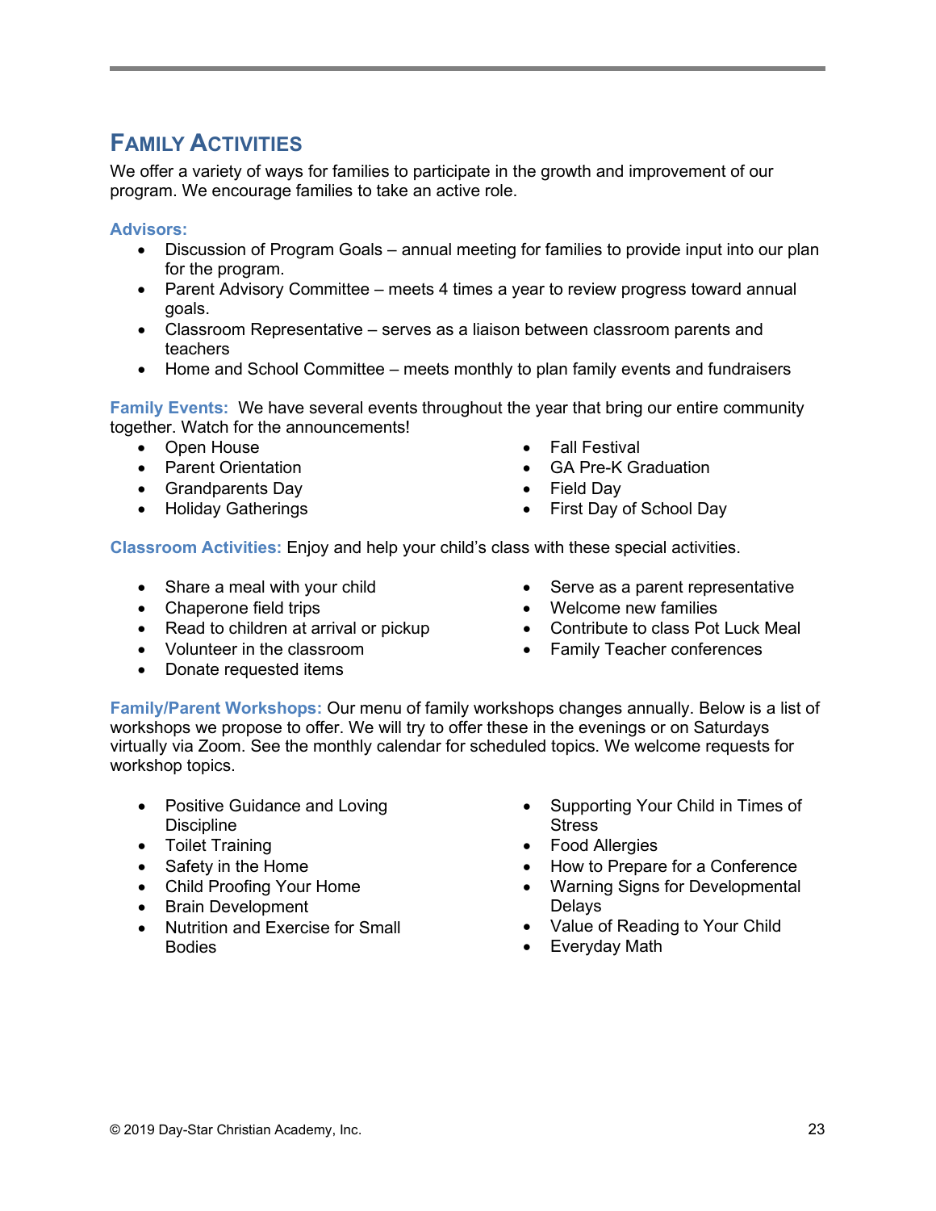## Family Activities

We offer a variety of ways for families to participate in the growth and improvement of our program. We encourage families to take an active role.

### Advisors:

- Discussion of Program Goals – annual meeting for families to provide input into our plan for the program.
- Parent Advisory Committee – meets 4 times a year to review progress toward annual goals.
- Classroom Representative – serves as a liaison between classroom parents and teachers
- Home and School Committee – meets monthly to plan family events and fundraisers

**Family Events:** We have several events throughout the year that bring our entire community together. Watch for the announcements!

- Open House
- Parent Orientation
- Grandparents Day
- Holiday Gatherings
- Fall Festival
- GA Pre-K Graduation
- Field Day
- First Day of School Day

**Classroom Activities:** Enjoy and help your child's class with these special activities.

- Share a meal with your child
- Chaperone field trips
- Read to children at arrival or pickup
- Volunteer in the classroom
- Donate requested items
- Serve as a parent representative
- Welcome new families
- Contribute to class Pot Luck Meal
- Family Teacher conferences

**Family/Parent Workshops:** Our menu of family workshops changes annually. Below is a list of workshops we propose to offer. We will try to offer these in the evenings or on Saturdays virtually via Zoom. See the monthly calendar for scheduled topics. We welcome requests for workshop topics.

- Positive Guidance and Loving Discipline
- Toilet Training
- Safety in the Home
- Child Proofing Your Home
- Brain Development
- Nutrition and Exercise for Small Bodies
- Supporting Your Child in Times of Stress
- Food Allergies
- How to Prepare for a Conference
- Warning Signs for Developmental Delays
- Value of Reading to Your Child
- Everyday Math

© 2019 Day-Star Christian Academy, Inc.